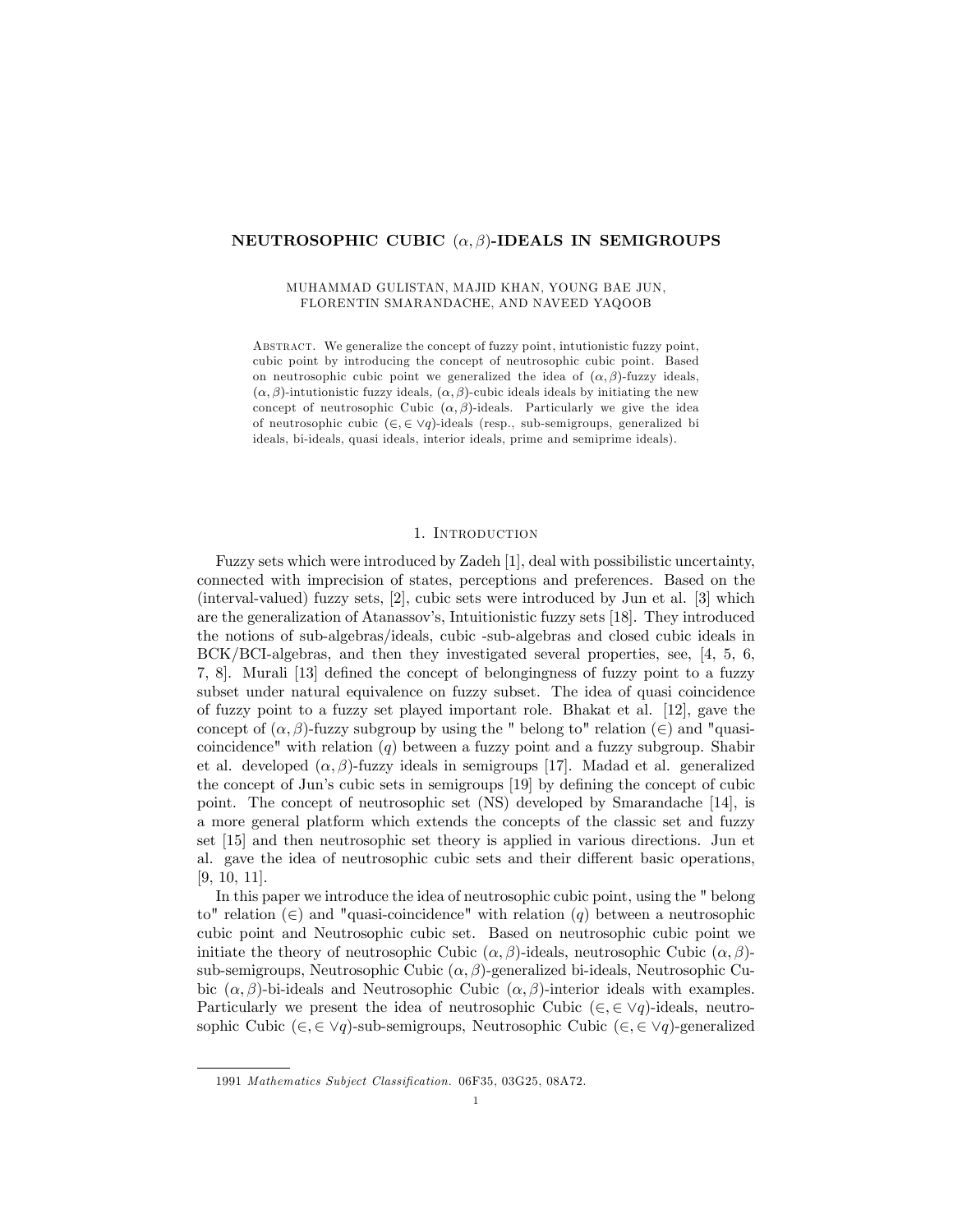# NEUTROSOPHIC CUBIC $(\alpha, \beta)$-IDEALS IN SEMIGROUPS

MUHAMMAD GULISTAN, MAJID KHAN, YOUNG BAE JUN, FLORENTIN SMARANDACHE, AND NAVEED YAQOOB

ABSTRACT. We generalize the concept of fuzzy point, intutionistic fuzzy point, cubic point by introducing the concept of neutrosophic cubic point. Based on neutrosophic cubic point we generalized the idea of $(\alpha, \beta)$-fuzzy ideals, $(\alpha, \beta)$-intutionistic fuzzy ideals, $(\alpha, \beta)$-cubic ideals ideals by initiating the new concept of neutrosophic Cubic $(\alpha, \beta)$-ideals. Particularly we give the idea of neutrosophic cubic $(\in, \in \vee q)$-ideals (resp., sub-semigroups, generalized bi ideals, bi-ideals, quasi ideals, interior ideals, prime and semiprime ideals).

## 1. Introduction

Fuzzy sets which were introduced by Zadeh [1], deal with possibilistic uncertainty, connected with imprecision of states, perceptions and preferences. Based on the (interval-valued) fuzzy sets, [2], cubic sets were introduced by Jun et al. [3] which are the generalization of Atanassov's, Intuitionistic fuzzy sets [18]. They introduced the notions of sub-algebras/ideals, cubic -sub-algebras and closed cubic ideals in BCK/BCI-algebras, and then they investigated several properties, see, [4, 5, 6, 7, 8]. Murali [13] defined the concept of belongingness of fuzzy point to a fuzzy subset under natural equivalence on fuzzy subset. The idea of quasi coincidence of fuzzy point to a fuzzy set played important role. Bhakat et al. [12], gave the concept of $(\alpha, \beta)$-fuzzy subgroup by using the " belong to" relation $(\in)$ and "quasi-coincidence" with relation $(q)$ between a fuzzy point and a fuzzy subgroup. Shabir et al. developed $(\alpha, \beta)$-fuzzy ideals in semigroups [17]. Madad et al. generalized the concept of Jun's cubic sets in semigroups [19] by defining the concept of cubic point. The concept of neutrosophic set (NS) developed by Smarandache [14], is a more general platform which extends the concepts of the classic set and fuzzy set [15] and then neutrosophic set theory is applied in various directions. Jun et al. gave the idea of neutrosophic cubic sets and their different basic operations, [9, 10, 11].

In this paper we introduce the idea of neutrosophic cubic point, using the " belong to" relation $(\in)$ and "quasi-coincidence" with relation $(q)$ between a neutrosophic cubic point and Neutrosophic cubic set. Based on neutrosophic cubic point we initiate the theory of neutrosophic Cubic $(\alpha, \beta)$-ideals, neutrosophic Cubic $(\alpha, \beta)$-sub-semigroups, Neutrosophic Cubic $(\alpha, \beta)$-generalized bi-ideals, Neutrosophic Cubic $(\alpha, \beta)$-bi-ideals and Neutrosophic Cubic $(\alpha, \beta)$-interior ideals with examples. Particularly we present the idea of neutrosophic Cubic $(\in, \in \vee q)$-ideals, neutrosophic Cubic $(\in, \in \vee q)$-sub-semigroups, Neutrosophic Cubic $(\in, \in \vee q)$-generalized

1991 *Mathematics Subject Classification.* 06F35, 03G25, 08A72.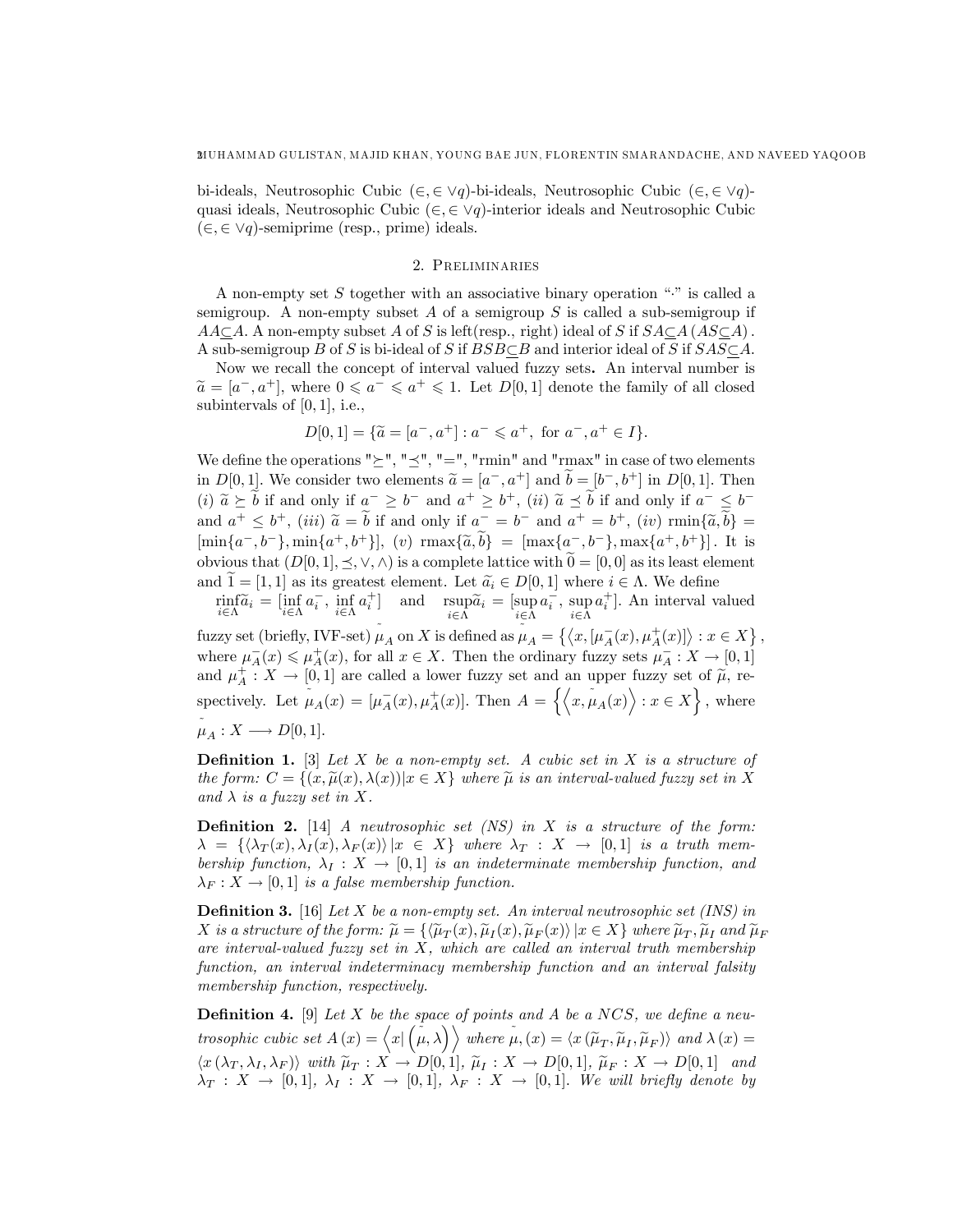bi-ideals, Neutrosophic Cubic $(\in, \in \vee q)$-bi-ideals, Neutrosophic Cubic $(\in, \in \vee q)$-quasi ideals, Neutrosophic Cubic $(\in, \in \vee q)$-interior ideals and Neutrosophic Cubic $(\in, \in \vee q)$-semiprime (resp., prime) ideals.

## 2. Preliminaries

A non-empty set $S$ together with an associative binary operation "$\cdot$" is called a semigroup. A non-empty subset $A$ of a semigroup $S$ is called a sub-semigroup if $AA\subseteq A$. A non-empty subset $A$ of $S$ is left(resp., right) ideal of $S$ if $SA\subseteq A\,(AS\subseteq A)$. A sub-semigroup $B$ of $S$ is bi-ideal of $S$ if $BSB\subseteq B$ and interior ideal of $S$ if $SAS\subseteq A$.

Now we recall the concept of interval valued fuzzy sets. An interval number is $\widetilde{a} = [a^-, a^+]$, where $0 \leqslant a^- \leqslant a^+ \leqslant 1$. Let $D[0,1]$ denote the family of all closed subintervals of $[0,1]$, i.e.,

$$D[0,1] = \{\widetilde{a} = [a^-, a^+] : a^- \leqslant a^+, \text{ for } a^-, a^+ \in I\}.$$

We define the operations "$\succeq$", "$\preceq$", "$=$", "rmin" and "rmax" in case of two elements in $D[0,1]$. We consider two elements $\widetilde{a} = [a^-, a^+]$ and $\widetilde{b} = [b^-, b^+]$ in $D[0,1]$. Then $(i)$ $\widetilde{a} \succeq \widetilde{b}$ if and only if $a^- \geq b^-$ and $a^+ \geq b^+$, $(ii)$ $\widetilde{a} \preceq \widetilde{b}$ if and only if $a^- \leq b^-$ and $a^+ \leq b^+$, $(iii)$ $\widetilde{a} = \widetilde{b}$ if and only if $a^- = b^-$ and $a^+ = b^+$, $(iv)$ $\text{rmin}\{\widetilde{a}, \widetilde{b}\} = [\min\{a^-, b^-\}, \min\{a^+, b^+\}]$, $(v)$ $\text{rmax}\{\widetilde{a}, \widetilde{b}\} = [\max\{a^-, b^-\}, \max\{a^+, b^+\}]$. It is obvious that $(D[0,1], \preceq, \vee, \wedge)$ is a complete lattice with $\widetilde{0} = [0,0]$ as its least element and $\widetilde{1} = [1,1]$ as its greatest element. Let $\widetilde{a}_i \in D[0,1]$ where $i \in \Lambda$. We define $\underset{i\in\Lambda}{\text{rinf}}\widetilde{a}_i = [\inf_{i\in\Lambda} a_i^-, \inf_{i\in\Lambda} a_i^+]$ and $\underset{i\in\Lambda}{\text{rsup}}\widetilde{a}_i = [\sup_{i\in\Lambda} a_i^-, \sup_{i\in\Lambda} a_i^+]$. An interval valued fuzzy set (briefly, IVF-set) $\tilde{\mu}_A$ on $X$ is defined as $\tilde{\mu}_A = \left\{\langle x, [\mu_A^-(x), \mu_A^+(x)]\rangle : x \in X\right\}$, where $\mu_A^-(x) \leqslant \mu_A^+(x)$, for all $x \in X$. Then the ordinary fuzzy sets $\mu_A^- : X \to [0,1]$ and $\mu_A^+ : X \to [0,1]$ are called a lower fuzzy set and an upper fuzzy set of $\widetilde{\mu}$, respectively. Let $\tilde{\mu}_A(x) = [\mu_A^-(x), \mu_A^+(x)]$. Then $A = \left\{\left\langle x, \tilde{\mu}_A(x)\right\rangle : x \in X\right\}$, where $\tilde{\mu}_A : X \longrightarrow D[0,1]$.

**Definition 1.** [3] *Let $X$ be a non-empty set. A cubic set in $X$ is a structure of the form: $C = \{(x, \widetilde{\mu}(x), \lambda(x)) | x \in X\}$ where $\widetilde{\mu}$ is an interval-valued fuzzy set in $X$ and $\lambda$ is a fuzzy set in $X$.*

**Definition 2.** [14] *A neutrosophic set (NS) in $X$ is a structure of the form: $\lambda = \{\langle\lambda_T(x), \lambda_I(x), \lambda_F(x)\rangle | x \in X\}$ where $\lambda_T : X \to [0,1]$ is a truth membership function, $\lambda_I : X \to [0,1]$ is an indeterminate membership function, and $\lambda_F : X \to [0,1]$ is a false membership function.*

**Definition 3.** [16] *Let $X$ be a non-empty set. An interval neutrosophic set (INS) in $X$ is a structure of the form: $\widetilde{\mu} = \{\langle\widetilde{\mu}_T(x), \widetilde{\mu}_I(x), \widetilde{\mu}_F(x)\rangle | x \in X\}$ where $\widetilde{\mu}_T, \widetilde{\mu}_I$ and $\widetilde{\mu}_F$ are interval-valued fuzzy set in $X$, which are called an interval truth membership function, an interval indeterminacy membership function and an interval falsity membership function, respectively.*

**Definition 4.** [9] *Let $X$ be the space of points and $A$ be a NCS, we define a neutrosophic cubic set $A(x) = \left\langle x | \left(\tilde{\mu}, \lambda\right)\right\rangle$ where $\tilde{\mu}, (x) = \langle x\,(\widetilde{\mu}_T, \widetilde{\mu}_I, \widetilde{\mu}_F)\rangle$ and $\lambda(x) = \langle x\,(\lambda_T, \lambda_I, \lambda_F)\rangle$ with $\widetilde{\mu}_T : X \to D[0,1]$, $\widetilde{\mu}_I : X \to D[0,1]$, $\widetilde{\mu}_F : X \to D[0,1]$ and $\lambda_T : X \to [0,1]$, $\lambda_I : X \to [0,1]$, $\lambda_F : X \to [0,1]$. We will briefly denote by*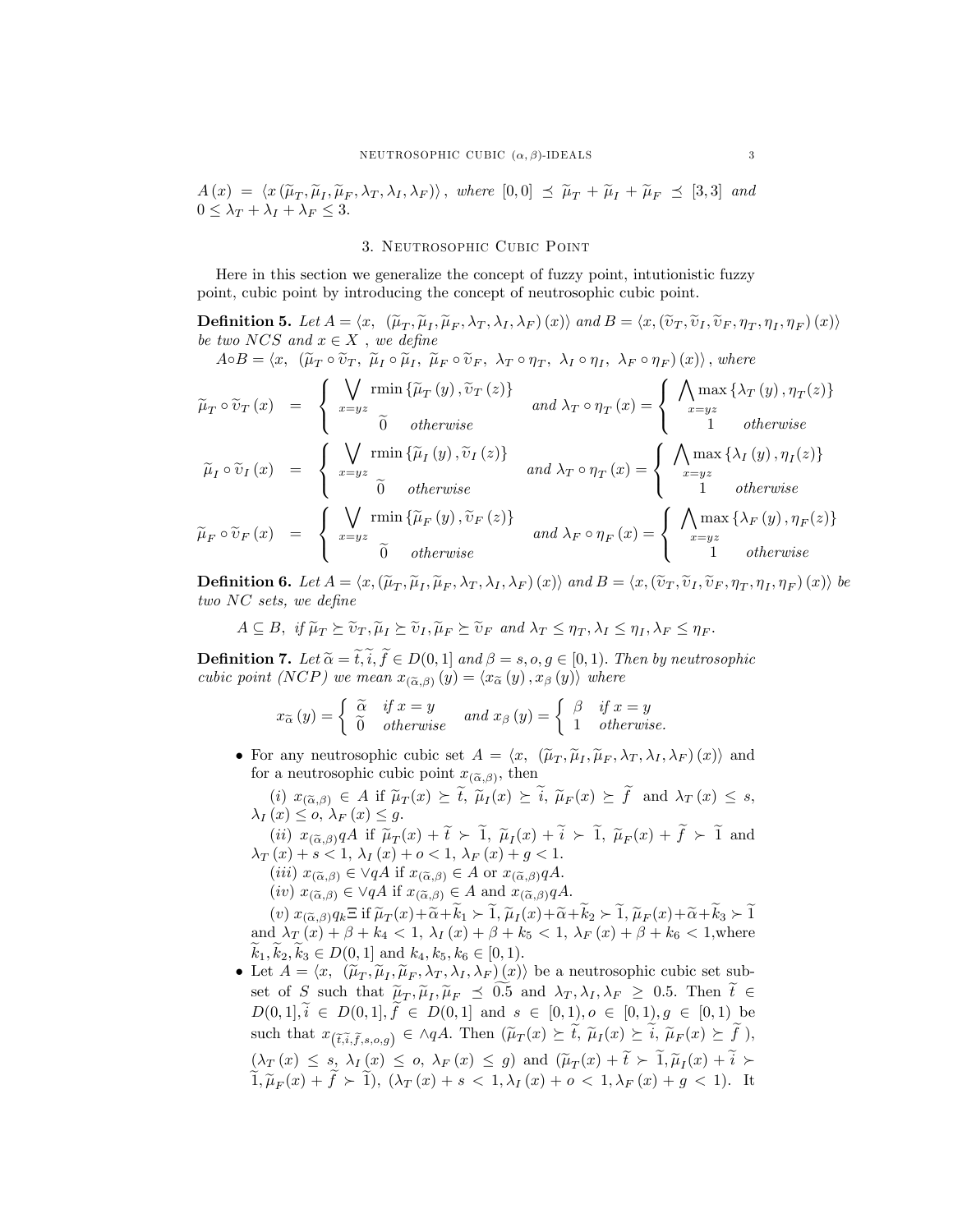$A(x) = \langle x(\widetilde{\mu}_T, \widetilde{\mu}_I, \widetilde{\mu}_F, \lambda_T, \lambda_I, \lambda_F)\rangle$, *where* $[0,0] \preceq \widetilde{\mu}_T + \widetilde{\mu}_I + \widetilde{\mu}_F \preceq [3,3]$ *and* $0 \leq \lambda_T + \lambda_I + \lambda_F \leq 3$.

## 3. Neutrosophic Cubic Point

Here in this section we generalize the concept of fuzzy point, intutionistic fuzzy point, cubic point by introducing the concept of neutrosophic cubic point.

**Definition 5.** *Let* $A = \langle x, \ (\widetilde{\mu}_T, \widetilde{\mu}_I, \widetilde{\mu}_F, \lambda_T, \lambda_I, \lambda_F)(x)\rangle$ *and* $B = \langle x, (\widetilde{\upsilon}_T, \widetilde{\upsilon}_I, \widetilde{\upsilon}_F, \eta_T, \eta_I, \eta_F)(x)\rangle$ *be two NCS and* $x \in X$ *, we define*

$A \circ B = \langle x, \ (\widetilde{\mu}_T \circ \widetilde{\upsilon}_T, \ \widetilde{\mu}_I \circ \widetilde{\mu}_I, \ \widetilde{\mu}_F \circ \widetilde{\upsilon}_F, \ \lambda_T \circ \eta_T, \ \lambda_I \circ \eta_I, \ \lambda_F \circ \eta_F)(x)\rangle$, *where*

$$\widetilde{\mu}_T \circ \widetilde{\upsilon}_T(x) = \begin{cases} \bigvee\limits_{x=yz} \text{rmin}\{\widetilde{\mu}_T(y), \widetilde{\upsilon}_T(z)\} \\ \widetilde{0} \quad \textit{otherwise} \end{cases} \quad \textit{and } \lambda_T \circ \eta_T(x) = \begin{cases} \bigwedge\limits_{x=yz} \max\{\lambda_T(y), \eta_T(z)\} \\ 1 \quad \textit{otherwise} \end{cases}$$

$$\widetilde{\mu}_I \circ \widetilde{\upsilon}_I(x) = \begin{cases} \bigvee\limits_{x=yz} \text{rmin}\{\widetilde{\mu}_I(y), \widetilde{\upsilon}_I(z)\} \\ \widetilde{0} \quad \textit{otherwise} \end{cases} \quad \textit{and } \lambda_T \circ \eta_T(x) = \begin{cases} \bigwedge\limits_{x=yz} \max\{\lambda_I(y), \eta_I(z)\} \\ 1 \quad \textit{otherwise} \end{cases}$$

$$\widetilde{\mu}_F \circ \widetilde{\upsilon}_F(x) = \begin{cases} \bigvee\limits_{x=yz} \text{rmin}\{\widetilde{\mu}_F(y), \widetilde{\upsilon}_F(z)\} \\ \widetilde{0} \quad \textit{otherwise} \end{cases} \quad \textit{and } \lambda_F \circ \eta_F(x) = \begin{cases} \bigwedge\limits_{x=yz} \max\{\lambda_F(y), \eta_F(z)\} \\ 1 \quad \textit{otherwise} \end{cases}$$

**Definition 6.** *Let* $A = \langle x, (\widetilde{\mu}_T, \widetilde{\mu}_I, \widetilde{\mu}_F, \lambda_T, \lambda_I, \lambda_F)(x)\rangle$ *and* $B = \langle x, (\widetilde{\upsilon}_T, \widetilde{\upsilon}_I, \widetilde{\upsilon}_F, \eta_T, \eta_I, \eta_F)(x)\rangle$ *be two NC sets, we define*

$$A \subseteq B, \text{ if } \widetilde{\mu}_T \succeq \widetilde{\upsilon}_T, \widetilde{\mu}_I \succeq \widetilde{\upsilon}_I, \widetilde{\mu}_F \succeq \widetilde{\upsilon}_F \text{ and } \lambda_T \leq \eta_T, \lambda_I \leq \eta_I, \lambda_F \leq \eta_F.$$

**Definition 7.** *Let* $\widetilde{\alpha} = \widetilde{t}, \widetilde{i}, \widetilde{f} \in D(0,1]$ *and* $\beta = s, o, g \in [0,1)$. *Then by neutrosophic cubic point (NCP) we mean* $x_{(\widetilde{\alpha},\beta)}(y) = \langle x_{\widetilde{\alpha}}(y), x_\beta(y)\rangle$ *where*

$$x_{\widetilde{\alpha}}(y) = \begin{cases} \widetilde{\alpha} & \textit{if } x = y \\ \widetilde{0} & \textit{otherwise} \end{cases} \quad \textit{and } x_\beta(y) = \begin{cases} \beta & \textit{if } x = y \\ 1 & \textit{otherwise.} \end{cases}$$

- For any neutrosophic cubic set $A = \langle x, \ (\widetilde{\mu}_T, \widetilde{\mu}_I, \widetilde{\mu}_F, \lambda_T, \lambda_I, \lambda_F)(x)\rangle$ and for a neutrosophic cubic point $x_{(\widetilde{\alpha},\beta)}$, then

  (*i*) $x_{(\widetilde{\alpha},\beta)} \in A$ if $\widetilde{\mu}_T(x) \succeq \widetilde{t}, \ \widetilde{\mu}_I(x) \succeq \widetilde{i}, \ \widetilde{\mu}_F(x) \succeq \widetilde{f}$ and $\lambda_T(x) \leq s$, $\lambda_I(x) \leq o$, $\lambda_F(x) \leq g$.

  (*ii*) $x_{(\widetilde{\alpha},\beta)} qA$ if $\widetilde{\mu}_T(x) + \widetilde{t} \succ \widetilde{1}, \ \widetilde{\mu}_I(x) + \widetilde{i} \succ \widetilde{1}, \ \widetilde{\mu}_F(x) + \widetilde{f} \succ \widetilde{1}$ and $\lambda_T(x) + s < 1, \ \lambda_I(x) + o < 1, \ \lambda_F(x) + g < 1$.

  (*iii*) $x_{(\widetilde{\alpha},\beta)} \in \vee qA$ if $x_{(\widetilde{\alpha},\beta)} \in A$ or $x_{(\widetilde{\alpha},\beta)} qA$.

  (*iv*) $x_{(\widetilde{\alpha},\beta)} \in \vee qA$ if $x_{(\widetilde{\alpha},\beta)} \in A$ and $x_{(\widetilde{\alpha},\beta)} qA$.

  (*v*) $x_{(\widetilde{\alpha},\beta)} q_k \Xi$ if $\widetilde{\mu}_T(x) + \widetilde{\alpha} + \widetilde{k}_1 \succ \widetilde{1}, \widetilde{\mu}_I(x) + \widetilde{\alpha} + \widetilde{k}_2 \succ \widetilde{1}, \widetilde{\mu}_F(x) + \widetilde{\alpha} + \widetilde{k}_3 \succ \widetilde{1}$ and $\lambda_T(x) + \beta + k_4 < 1, \ \lambda_I(x) + \beta + k_5 < 1, \ \lambda_F(x) + \beta + k_6 < 1$, where $\widetilde{k}_1, \widetilde{k}_2, \widetilde{k}_3 \in D(0,1]$ and $k_4, k_5, k_6 \in [0,1)$.

- Let $A = \langle x, \ (\widetilde{\mu}_T, \widetilde{\mu}_I, \widetilde{\mu}_F, \lambda_T, \lambda_I, \lambda_F)(x)\rangle$ be a neutrosophic cubic set subset of $S$ such that $\widetilde{\mu}_T, \widetilde{\mu}_I, \widetilde{\mu}_F \preceq \widetilde{0.5}$ and $\lambda_T, \lambda_I, \lambda_F \geq 0.5$. Then $\widetilde{t} \in D(0,1], \widetilde{i} \in D(0,1], \widetilde{f} \in D(0,1]$ and $s \in [0,1), o \in [0,1), g \in [0,1)$ be such that $x_{(\widetilde{t},\widetilde{i},\widetilde{f},s,o,g)} \in \wedge qA$. Then $(\widetilde{\mu}_T(x) \succeq \widetilde{t}, \ \widetilde{\mu}_I(x) \succeq \widetilde{i}, \ \widetilde{\mu}_F(x) \succeq \widetilde{f})$, $(\lambda_T(x) \leq s, \ \lambda_I(x) \leq o, \ \lambda_F(x) \leq g)$ and $(\widetilde{\mu}_T(x) + \widetilde{t} \succ \widetilde{1}, \widetilde{\mu}_I(x) + \widetilde{i} \succ \widetilde{1}, \widetilde{\mu}_F(x) + \widetilde{f} \succ \widetilde{1})$, $(\lambda_T(x) + s < 1, \lambda_I(x) + o < 1, \lambda_F(x) + g < 1)$. It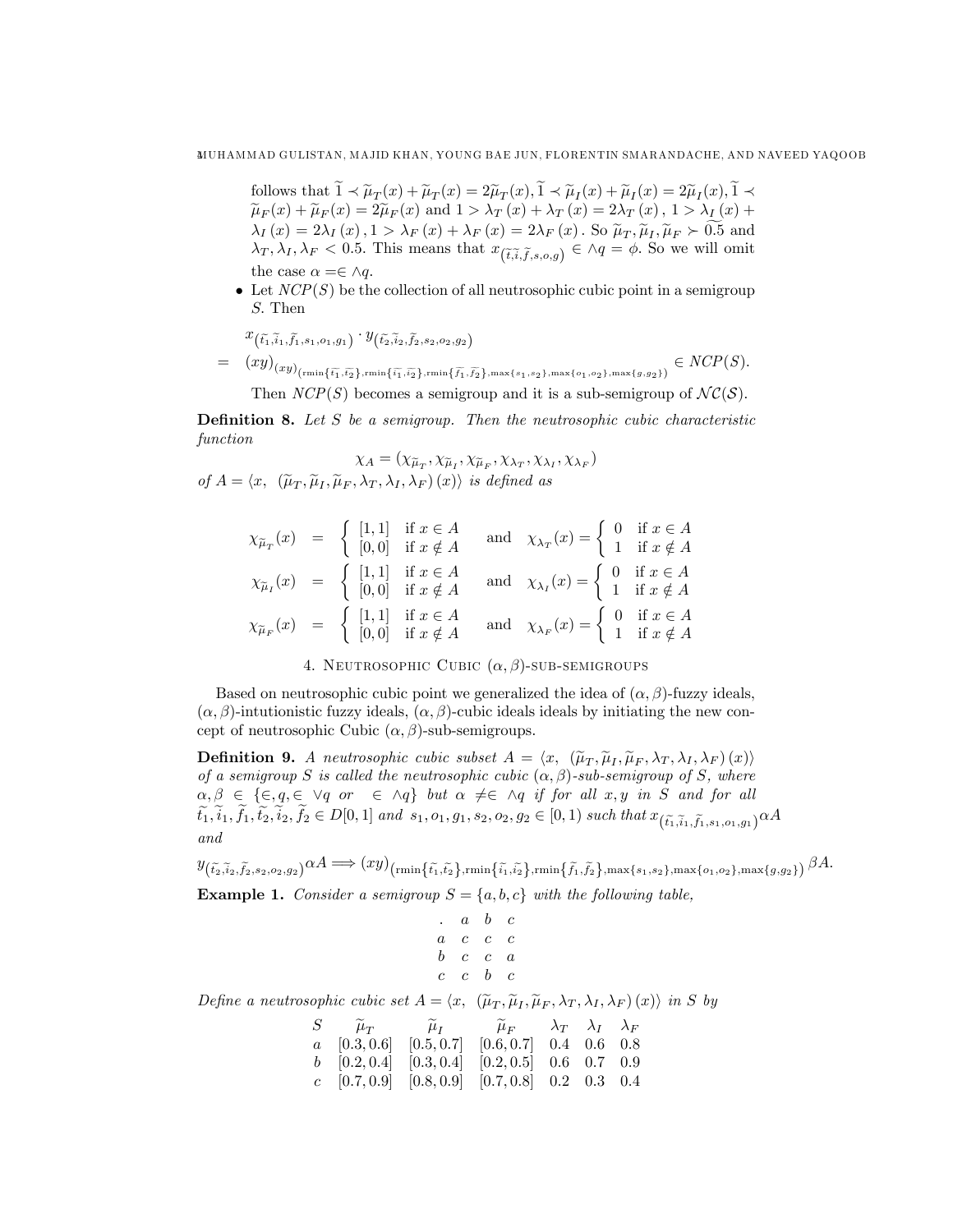follows that $\widetilde{1} \prec \widetilde{\mu}_T(x) + \widetilde{\mu}_T(x) = 2\widetilde{\mu}_T(x), \widetilde{1} \prec \widetilde{\mu}_I(x) + \widetilde{\mu}_I(x) = 2\widetilde{\mu}_I(x), \widetilde{1} \prec \widetilde{\mu}_F(x) + \widetilde{\mu}_F(x) = 2\widetilde{\mu}_F(x)$ and $1 > \lambda_T(x) + \lambda_T(x) = 2\lambda_T(x)$, $1 > \lambda_I(x) + \lambda_I(x) = 2\lambda_I(x)$, $1 > \lambda_F(x) + \lambda_F(x) = 2\lambda_F(x)$. So $\widetilde{\mu}_T, \widetilde{\mu}_I, \widetilde{\mu}_F \succ \widetilde{0.5}$ and $\lambda_T, \lambda_I, \lambda_F < 0.5$. This means that $x_{(\widetilde{t},\widetilde{i},\widetilde{f},s,o,g)} \in \wedge q = \phi$. So we will omit the case $\alpha = \in \wedge q$.

- Let $NCP(S)$ be the collection of all neutrosophic cubic point in a semigroup $S$. Then

$$
\begin{aligned}
& x_{(\widetilde{t_1},\widetilde{i_1},\widetilde{f_1},s_1,o_1,g_1)} \cdot y_{(\widetilde{t_2},\widetilde{i_2},\widetilde{f_2},s_2,o_2,g_2)} \\
= \;& (xy)_{(xy)_{(\text{rmin}\{\widetilde{t_1},\widetilde{t_2}\},\text{rmin}\{\widetilde{i_1},\widetilde{i_2}\},\text{rmin}\{\widetilde{f_1},\widetilde{f_2}\},\max\{s_1,s_2\},\max\{o_1,o_2\},\max\{g,g_2\})}} \in NCP(S).
\end{aligned}
$$

Then $NCP(S)$ becomes a semigroup and it is a sub-semigroup of $\mathcal{NC}(\mathcal{S})$.

**Definition 8.** *Let $S$ be a semigroup. Then the neutrosophic cubic characteristic function*

$$\chi_A = (\chi_{\widetilde{\mu}_T}, \chi_{\widetilde{\mu}_I}, \chi_{\widetilde{\mu}_F}, \chi_{\lambda_T}, \chi_{\lambda_I}, \chi_{\lambda_F})$$

*of $A = \langle x, \ (\widetilde{\mu}_T, \widetilde{\mu}_I, \widetilde{\mu}_F, \lambda_T, \lambda_I, \lambda_F)(x) \rangle$ is defined as*

$$
\begin{aligned}
\chi_{\widetilde{\mu}_T}(x) &= \begin{cases} [1,1] & \text{if } x \in A \\ [0,0] & \text{if } x \notin A \end{cases} \quad \text{and} \quad \chi_{\lambda_T}(x) = \begin{cases} 0 & \text{if } x \in A \\ 1 & \text{if } x \notin A \end{cases} \\
\chi_{\widetilde{\mu}_I}(x) &= \begin{cases} [1,1] & \text{if } x \in A \\ [0,0] & \text{if } x \notin A \end{cases} \quad \text{and} \quad \chi_{\lambda_I}(x) = \begin{cases} 0 & \text{if } x \in A \\ 1 & \text{if } x \notin A \end{cases} \\
\chi_{\widetilde{\mu}_F}(x) &= \begin{cases} [1,1] & \text{if } x \in A \\ [0,0] & \text{if } x \notin A \end{cases} \quad \text{and} \quad \chi_{\lambda_F}(x) = \begin{cases} 0 & \text{if } x \in A \\ 1 & \text{if } x \notin A \end{cases}
\end{aligned}
$$

## 4. Neutrosophic Cubic $(\alpha, \beta)$-sub-semigroups

Based on neutrosophic cubic point we generalized the idea of $(\alpha, \beta)$-fuzzy ideals, $(\alpha, \beta)$-intutionistic fuzzy ideals, $(\alpha, \beta)$-cubic ideals ideals by initiating the new concept of neutrosophic Cubic $(\alpha, \beta)$-sub-semigroups.

**Definition 9.** *A neutrosophic cubic subset $A = \langle x, \ (\widetilde{\mu}_T, \widetilde{\mu}_I, \widetilde{\mu}_F, \lambda_T, \lambda_I, \lambda_F)(x) \rangle$ of a semigroup $S$ is called the neutrosophic cubic $(\alpha, \beta)$-sub-semigroup of $S$, where $\alpha, \beta \in \{\in, q, \in \vee q$ or $\in \wedge q\}$ but $\alpha \neq \in \wedge q$ if for all $x, y$ in $S$ and for all $\widetilde{t_1}, \widetilde{i_1}, \widetilde{f_1}, \widetilde{t_2}, \widetilde{i_2}, \widetilde{f_2} \in D[0,1]$ and $s_1, o_1, g_1, s_2, o_2, g_2 \in [0,1)$ such that $x_{(\widetilde{t_1},\widetilde{i_1},\widetilde{f_1},s_1,o_1,g_1)} \alpha A$ and*

$$y_{(\widetilde{t_2},\widetilde{i_2},\widetilde{f_2},s_2,o_2,g_2)} \alpha A \Longrightarrow (xy)_{(\text{rmin}\{\widetilde{t_1},\widetilde{t_2}\},\text{rmin}\{\widetilde{i_1},\widetilde{i_2}\},\text{rmin}\{\widetilde{f_1},\widetilde{f_2}\},\max\{s_1,s_2\},\max\{o_1,o_2\},\max\{g,g_2\})} \beta A.$$

**Example 1.** *Consider a semigroup $S = \{a, b, c\}$ with the following table,*

| . | a | b | c |
|---|---|---|---|
| a | c | c | c |
| b | c | c | a |
| c | c | b | c |

*Define a neutrosophic cubic set $A = \langle x, \ (\widetilde{\mu}_T, \widetilde{\mu}_I, \widetilde{\mu}_F, \lambda_T, \lambda_I, \lambda_F)(x) \rangle$ in $S$ by*

| $S$ | $\widetilde{\mu}_T$ | $\widetilde{\mu}_I$ | $\widetilde{\mu}_F$ | $\lambda_T$ | $\lambda_I$ | $\lambda_F$ |
|---|---|---|---|---|---|---|
| $a$ | $[0.3, 0.6]$ | $[0.5, 0.7]$ | $[0.6, 0.7]$ | 0.4 | 0.6 | 0.8 |
| $b$ | $[0.2, 0.4]$ | $[0.3, 0.4]$ | $[0.2, 0.5]$ | 0.6 | 0.7 | 0.9 |
| $c$ | $[0.7, 0.9]$ | $[0.8, 0.9]$ | $[0.7, 0.8]$ | 0.2 | 0.3 | 0.4 |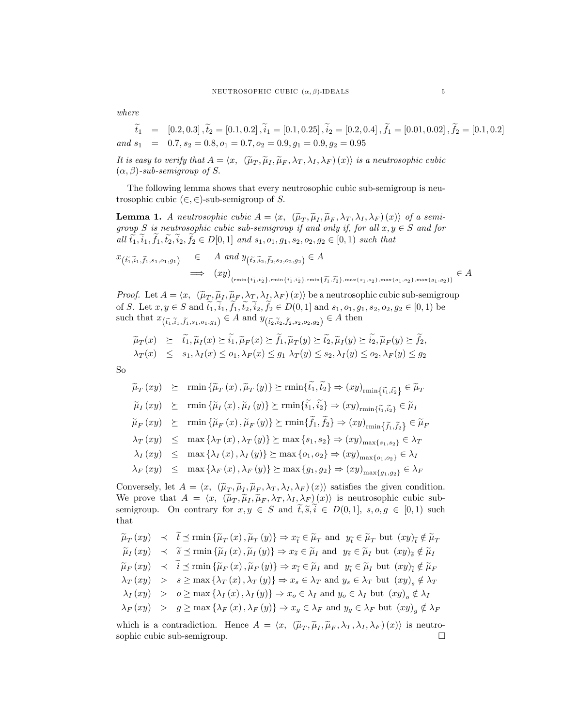*where*

$$
\begin{aligned}
\widetilde{t}_1 &= [0.2, 0.3], \widetilde{t}_2 = [0.1, 0.2], \widetilde{i}_1 = [0.1, 0.25], \widetilde{i}_2 = [0.2, 0.4], \widetilde{f}_1 = [0.01, 0.02], \widetilde{f}_2 = [0.1, 0.2] \\
\text{and } s_1 &= 0.7, s_2 = 0.8, o_1 = 0.7, o_2 = 0.9, g_1 = 0.9, g_2 = 0.95
\end{aligned}
$$

*It is easy to verify that $A = \langle x, \ (\widetilde{\mu}_T, \widetilde{\mu}_I, \widetilde{\mu}_F, \lambda_T, \lambda_I, \lambda_F)(x)\rangle$ is a neutrosophic cubic $(\alpha, \beta)$-sub-semigroup of $S$.*

The following lemma shows that every neutrosophic cubic sub-semigroup is neutrosophic cubic $(\in, \in)$-sub-semigroup of $S$.

**Lemma 1.** *A neutrosophic cubic $A = \langle x, \ (\widetilde{\mu}_T, \widetilde{\mu}_I, \widetilde{\mu}_F, \lambda_T, \lambda_I, \lambda_F)(x)\rangle$ of a semigroup $S$ is neutrosophic cubic sub-semigroup if and only if, for all $x, y \in S$ and for all $\widetilde{t_1}, \widetilde{i_1}, \widetilde{f_1}, \widetilde{t_2}, \widetilde{i_2}, \widetilde{f_2} \in D[0, 1]$ and $s_1, o_1, g_1, s_2, o_2, g_2 \in [0, 1)$ such that*

$$
\begin{aligned}
x_{\left(\widetilde{t_1}, \widetilde{i_1}, \widetilde{f_1}, s_1, o_1, g_1\right)} &\in A \text{ and } y_{\left(\widetilde{t_2}, \widetilde{i_2}, \widetilde{f_2}, s_2, o_2, g_2\right)} \in A \\
&\implies (xy)_{\left(\mathrm{rmin}\{\widetilde{t_1}, \widetilde{t_2}\}, \mathrm{rmin}\{\widetilde{i_1}, \widetilde{i_2}\}, \mathrm{rmin}\{\widetilde{f_1}, \widetilde{f_2}\}, \max\{s_1, s_2\}, \max\{o_1, o_2\}, \max\{g_1, g_2\}\right)} \in A
\end{aligned}
$$

*Proof.* Let $A = \langle x, \ (\widetilde{\mu}_T, \widetilde{\mu}_I, \widetilde{\mu}_F, \lambda_T, \lambda_I, \lambda_F)(x)\rangle$ be a neutrosophic cubic sub-semigroup of $S$. Let $x, y \in S$ and $\widetilde{t_1}, \widetilde{i_1}, \widetilde{f_1}, \widetilde{t_2}, \widetilde{i_2}, \widetilde{f_2} \in D(0, 1]$ and $s_1, o_1, g_1, s_2, o_2, g_2 \in [0, 1)$ be such that $x_{\left(\widetilde{t_1}, \widetilde{i_1}, \widetilde{f_1}, s_1, o_1, g_1\right)} \in A$ and $y_{\left(\widetilde{t_2}, \widetilde{i_2}, \widetilde{f_2}, s_2, o_2, g_2\right)} \in A$ then

$$
\begin{aligned}
\widetilde{\mu}_T(x) &\succeq \widetilde{t_1}, \widetilde{\mu}_I(x) \succeq \widetilde{i_1}, \widetilde{\mu}_F(x) \succeq \widetilde{f_1}, \widetilde{\mu}_T(y) \succeq \widetilde{t_2}, \widetilde{\mu}_I(y) \succeq \widetilde{i_2}, \widetilde{\mu}_F(y) \succeq \widetilde{f_2}, \\
\lambda_T(x) &\leq s_1, \lambda_I(x) \leq o_1, \lambda_F(x) \leq g_1 \ \lambda_T(y) \leq s_2, \lambda_I(y) \leq o_2, \lambda_F(y) \leq g_2
\end{aligned}
$$

So

$$
\begin{aligned}
\widetilde{\mu}_T(xy) &\succeq \mathrm{rmin}\{\widetilde{\mu}_T(x), \widetilde{\mu}_T(y)\} \succeq \mathrm{rmin}\{\widetilde{t_1}, \widetilde{t_2}\} \Rightarrow (xy)_{\mathrm{rmin}\{\widetilde{t_1}, \widetilde{t_2}\}} \in \widetilde{\mu}_T \\
\widetilde{\mu}_I(xy) &\succeq \mathrm{rmin}\{\widetilde{\mu}_I(x), \widetilde{\mu}_I(y)\} \succeq \mathrm{rmin}\{\widetilde{i_1}, \widetilde{i_2}\} \Rightarrow (xy)_{\mathrm{rmin}\{\widetilde{i_1}, \widetilde{i_2}\}} \in \widetilde{\mu}_I \\
\widetilde{\mu}_F(xy) &\succeq \mathrm{rmin}\{\widetilde{\mu}_F(x), \widetilde{\mu}_F(y)\} \succeq \mathrm{rmin}\{\widetilde{f_1}, \widetilde{f_2}\} \Rightarrow (xy)_{\mathrm{rmin}\{\widetilde{f_1}, \widetilde{f_2}\}} \in \widetilde{\mu}_F \\
\lambda_T(xy) &\leq \max\{\lambda_T(x), \lambda_T(y)\} \succeq \max\{s_1, s_2\} \Rightarrow (xy)_{\max\{s_1, s_2\}} \in \lambda_T \\
\lambda_I(xy) &\leq \max\{\lambda_I(x), \lambda_I(y)\} \succeq \max\{o_1, o_2\} \Rightarrow (xy)_{\max\{o_1, o_2\}} \in \lambda_I \\
\lambda_F(xy) &\leq \max\{\lambda_F(x), \lambda_F(y)\} \succeq \max\{g_1, g_2\} \Rightarrow (xy)_{\max\{g_1, g_2\}} \in \lambda_F
\end{aligned}
$$

Conversely, let $A = \langle x, \ (\widetilde{\mu}_T, \widetilde{\mu}_I, \widetilde{\mu}_F, \lambda_T, \lambda_I, \lambda_F)(x)\rangle$ satisfies the given condition. We prove that $A = \langle x, \ (\widetilde{\mu}_T, \widetilde{\mu}_I, \widetilde{\mu}_F, \lambda_T, \lambda_I, \lambda_F)(x)\rangle$ is neutrosophic cubic sub-semigroup. On contrary for $x, y \in S$ and $\widetilde{t}, \widetilde{s}, \widetilde{i} \in D(0, 1]$, $s, o, g \in [0, 1)$ such that

$$
\begin{aligned}
\widetilde{\mu}_T(xy) &\prec \widetilde{t} \preceq \mathrm{rmin}\{\widetilde{\mu}_T(x), \widetilde{\mu}_T(y)\} \Rightarrow x_{\widetilde{t}} \in \widetilde{\mu}_T \text{ and } y_{\widetilde{t}} \in \widetilde{\mu}_T \text{ but } (xy)_{\widetilde{t}} \notin \widetilde{\mu}_T \\
\widetilde{\mu}_I(xy) &\prec \widetilde{s} \preceq \mathrm{rmin}\{\widetilde{\mu}_I(x), \widetilde{\mu}_I(y)\} \Rightarrow x_{\widetilde{s}} \in \widetilde{\mu}_I \text{ and } y_{\widetilde{s}} \in \widetilde{\mu}_I \text{ but } (xy)_{\widetilde{s}} \notin \widetilde{\mu}_I \\
\widetilde{\mu}_F(xy) &\prec \widetilde{i} \preceq \mathrm{rmin}\{\widetilde{\mu}_F(x), \widetilde{\mu}_F(y)\} \Rightarrow x_{\widetilde{i}} \in \widetilde{\mu}_I \text{ and } y_{\widetilde{i}} \in \widetilde{\mu}_I \text{ but } (xy)_{\widetilde{i}} \notin \widetilde{\mu}_F \\
\lambda_T(xy) &> s \geq \max\{\lambda_T(x), \lambda_T(y)\} \Rightarrow x_s \in \lambda_T \text{ and } y_s \in \lambda_T \text{ but } (xy)_s \notin \lambda_T \\
\lambda_I(xy) &> o \geq \max\{\lambda_I(x), \lambda_I(y)\} \Rightarrow x_o \in \lambda_I \text{ and } y_o \in \lambda_I \text{ but } (xy)_o \notin \lambda_I \\
\lambda_F(xy) &> g \geq \max\{\lambda_F(x), \lambda_F(y)\} \Rightarrow x_g \in \lambda_F \text{ and } y_g \in \lambda_F \text{ but } (xy)_g \notin \lambda_F
\end{aligned}
$$

which is a contradiction. Hence $A = \langle x, \ (\widetilde{\mu}_T, \widetilde{\mu}_I, \widetilde{\mu}_F, \lambda_T, \lambda_I, \lambda_F)(x)\rangle$ is neutrosophic cubic sub-semigroup. $\square$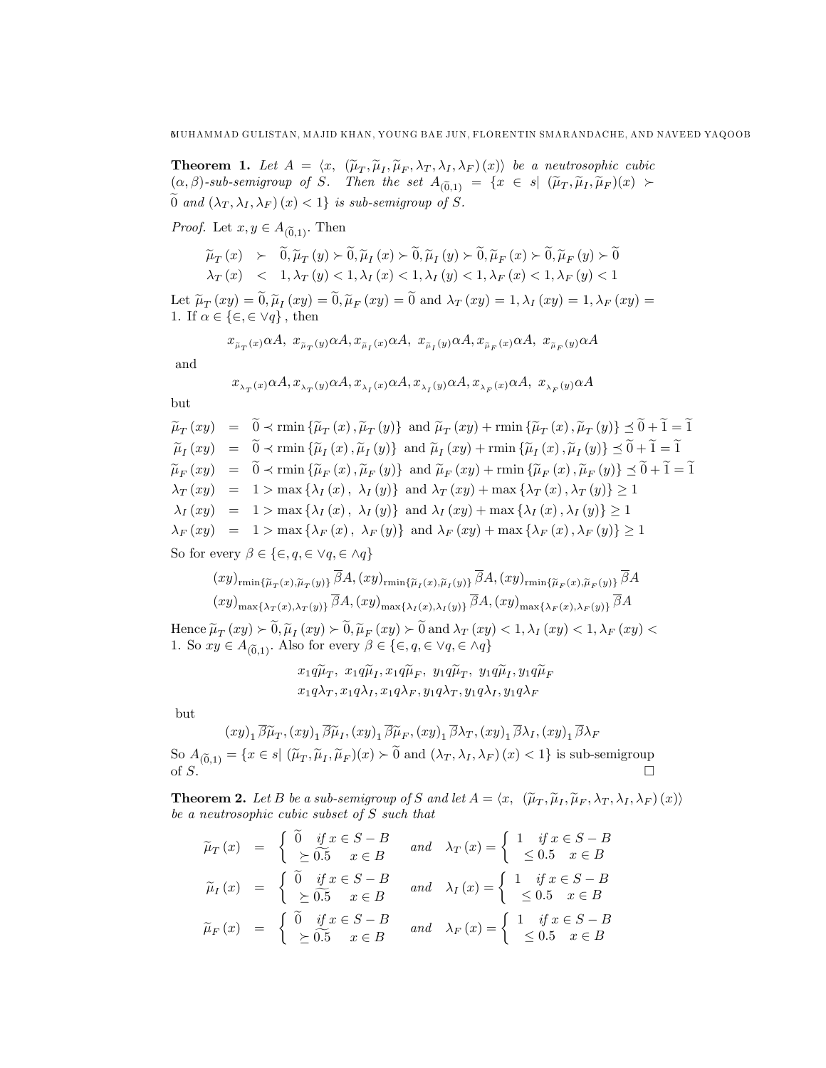**Theorem 1.** *Let $A = \langle x,\ (\widetilde{\mu}_T, \widetilde{\mu}_I, \widetilde{\mu}_F, \lambda_T, \lambda_I, \lambda_F)(x)\rangle$ be a neutrosophic cubic $(\alpha, \beta)$-sub-semigroup of $S$. Then the set $A_{(\widetilde{0},1)} = \{x \in s |\ (\widetilde{\mu}_T, \widetilde{\mu}_I, \widetilde{\mu}_F)(x) \succ \widetilde{0}$ and $(\lambda_T, \lambda_I, \lambda_F)(x) < 1\}$ is sub-semigroup of $S$.*

*Proof.* Let $x, y \in A_{(\widetilde{0},1)}$. Then

$$\begin{aligned}
\widetilde{\mu}_T(x) &\succ \widetilde{0}, \widetilde{\mu}_T(y) \succ \widetilde{0}, \widetilde{\mu}_I(x) \succ \widetilde{0}, \widetilde{\mu}_I(y) \succ \widetilde{0}, \widetilde{\mu}_F(x) \succ \widetilde{0}, \widetilde{\mu}_F(y) \succ \widetilde{0} \\
\lambda_T(x) &< 1, \lambda_T(y) < 1, \lambda_I(x) < 1, \lambda_I(y) < 1, \lambda_F(x) < 1, \lambda_F(y) < 1
\end{aligned}$$

Let $\widetilde{\mu}_T(xy) = \widetilde{0}, \widetilde{\mu}_I(xy) = \widetilde{0}, \widetilde{\mu}_F(xy) = \widetilde{0}$ and $\lambda_T(xy) = 1, \lambda_I(xy) = 1, \lambda_F(xy) = 1$. If $\alpha \in \{\in, \in \vee q\}$, then

$$x_{\widetilde{\mu}_T(x)}\alpha A,\ x_{\widetilde{\mu}_T(y)}\alpha A, x_{\widetilde{\mu}_I(x)}\alpha A,\ x_{\widetilde{\mu}_I(y)}\alpha A, x_{\widetilde{\mu}_F(x)}\alpha A,\ x_{\widetilde{\mu}_F(y)}\alpha A$$

and

$$x_{\lambda_T(x)}\alpha A, x_{\lambda_T(y)}\alpha A, x_{\lambda_I(x)}\alpha A, x_{\lambda_I(y)}\alpha A, x_{\lambda_F(x)}\alpha A,\ x_{\lambda_F(y)}\alpha A$$

but

$$\begin{aligned}
\widetilde{\mu}_T(xy) &= \widetilde{0} \prec \text{rmin}\{\widetilde{\mu}_T(x), \widetilde{\mu}_T(y)\} \text{ and } \widetilde{\mu}_T(xy) + \text{rmin}\{\widetilde{\mu}_T(x), \widetilde{\mu}_T(y)\} \preceq \widetilde{0} + \widetilde{1} = \widetilde{1} \\
\widetilde{\mu}_I(xy) &= \widetilde{0} \prec \text{rmin}\{\widetilde{\mu}_I(x), \widetilde{\mu}_I(y)\} \text{ and } \widetilde{\mu}_I(xy) + \text{rmin}\{\widetilde{\mu}_I(x), \widetilde{\mu}_I(y)\} \preceq \widetilde{0} + \widetilde{1} = \widetilde{1} \\
\widetilde{\mu}_F(xy) &= \widetilde{0} \prec \text{rmin}\{\widetilde{\mu}_F(x), \widetilde{\mu}_F(y)\} \text{ and } \widetilde{\mu}_F(xy) + \text{rmin}\{\widetilde{\mu}_F(x), \widetilde{\mu}_F(y)\} \preceq \widetilde{0} + \widetilde{1} = \widetilde{1} \\
\lambda_T(xy) &= 1 > \max\{\lambda_I(x),\ \lambda_I(y)\} \text{ and } \lambda_T(xy) + \max\{\lambda_T(x), \lambda_T(y)\} \geq 1 \\
\lambda_I(xy) &= 1 > \max\{\lambda_I(x),\ \lambda_I(y)\} \text{ and } \lambda_I(xy) + \max\{\lambda_I(x), \lambda_I(y)\} \geq 1 \\
\lambda_F(xy) &= 1 > \max\{\lambda_F(x),\ \lambda_F(y)\} \text{ and } \lambda_F(xy) + \max\{\lambda_F(x), \lambda_F(y)\} \geq 1
\end{aligned}$$

So for every $\beta \in \{\in, q, \in \vee q, \in \wedge q\}$

$$\begin{aligned}
&(xy)_{\text{rmin}\{\widetilde{\mu}_T(x), \widetilde{\mu}_T(y)\}}\overline{\beta}A, (xy)_{\text{rmin}\{\widetilde{\mu}_I(x), \widetilde{\mu}_I(y)\}}\overline{\beta}A, (xy)_{\text{rmin}\{\widetilde{\mu}_F(x), \widetilde{\mu}_F(y)\}}\overline{\beta}A \\
&(xy)_{\max\{\lambda_T(x), \lambda_T(y)\}}\overline{\beta}A, (xy)_{\max\{\lambda_I(x), \lambda_I(y)\}}\overline{\beta}A, (xy)_{\max\{\lambda_F(x), \lambda_F(y)\}}\overline{\beta}A
\end{aligned}$$

Hence $\widetilde{\mu}_T(xy) \succ \widetilde{0}, \widetilde{\mu}_I(xy) \succ \widetilde{0}, \widetilde{\mu}_F(xy) \succ \widetilde{0}$ and $\lambda_T(xy) < 1, \lambda_I(xy) < 1, \lambda_F(xy) < 1$. So $xy \in A_{(\widetilde{0},1)}$. Also for every $\beta \in \{\in, q, \in \vee q, \in \wedge q\}$

$$\begin{aligned}
&x_1 q\widetilde{\mu}_T,\ x_1 q\widetilde{\mu}_I, x_1 q\widetilde{\mu}_F,\ y_1 q\widetilde{\mu}_T,\ y_1 q\widetilde{\mu}_I, y_1 q\widetilde{\mu}_F \\
&x_1 q\lambda_T, x_1 q\lambda_I, x_1 q\lambda_F, y_1 q\lambda_T, y_1 q\lambda_I, y_1 q\lambda_F
\end{aligned}$$

but

$$(xy)_1\overline{\beta}\widetilde{\mu}_T, (xy)_1\overline{\beta}\widetilde{\mu}_I, (xy)_1\overline{\beta}\widetilde{\mu}_F, (xy)_1\overline{\beta}\lambda_T, (xy)_1\overline{\beta}\lambda_I, (xy)_1\overline{\beta}\lambda_F$$

So $A_{(\widetilde{0},1)} = \{x \in s |\ (\widetilde{\mu}_T, \widetilde{\mu}_I, \widetilde{\mu}_F)(x) \succ \widetilde{0}$ and $(\lambda_T, \lambda_I, \lambda_F)(x) < 1\}$ is sub-semigroup of $S$. □

**Theorem 2.** *Let $B$ be a sub-semigroup of $S$ and let $A = \langle x,\ (\widetilde{\mu}_T, \widetilde{\mu}_I, \widetilde{\mu}_F, \lambda_T, \lambda_I, \lambda_F)(x)\rangle$ be a neutrosophic cubic subset of $S$ such that*

$$\begin{aligned}
\widetilde{\mu}_T(x) &= \begin{cases} \widetilde{0} & \text{if } x \in S - B \\ \succeq \widetilde{0.5} & x \in B \end{cases} \quad \text{and} \quad \lambda_T(x) = \begin{cases} 1 & \text{if } x \in S - B \\ \leq 0.5 & x \in B \end{cases} \\
\widetilde{\mu}_I(x) &= \begin{cases} \widetilde{0} & \text{if } x \in S - B \\ \succeq \widetilde{0.5} & x \in B \end{cases} \quad \text{and} \quad \lambda_I(x) = \begin{cases} 1 & \text{if } x \in S - B \\ \leq 0.5 & x \in B \end{cases} \\
\widetilde{\mu}_F(x) &= \begin{cases} \widetilde{0} & \text{if } x \in S - B \\ \succeq \widetilde{0.5} & x \in B \end{cases} \quad \text{and} \quad \lambda_F(x) = \begin{cases} 1 & \text{if } x \in S - B \\ \leq 0.5 & x \in B \end{cases}
\end{aligned}$$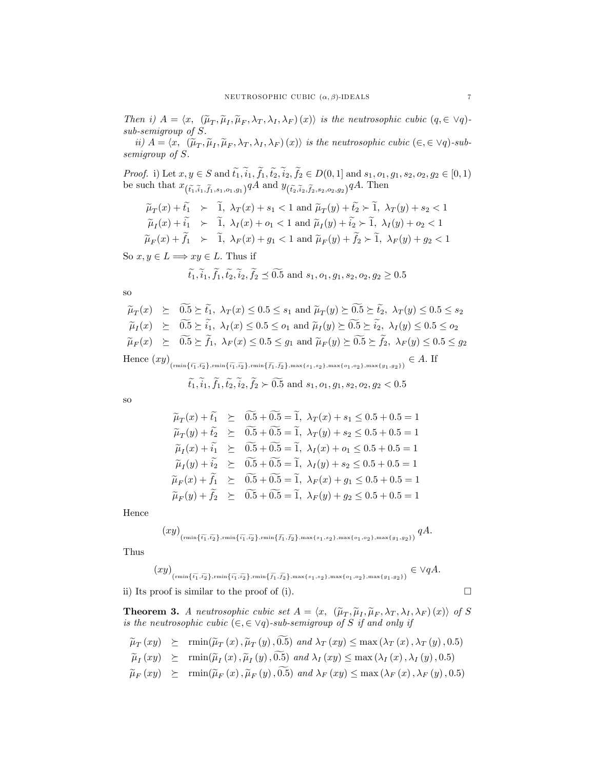*Then i) $A = \langle x,\ (\widetilde{\mu}_T, \widetilde{\mu}_I, \widetilde{\mu}_F, \lambda_T, \lambda_I, \lambda_F)(x)\rangle$ is the neutrosophic cubic $(q, \in \vee q)$-sub-semigroup of $S$.*

*ii) $A = \langle x,\ (\widetilde{\mu}_T, \widetilde{\mu}_I, \widetilde{\mu}_F, \lambda_T, \lambda_I, \lambda_F)(x)\rangle$ is the neutrosophic cubic $(\in, \in \vee q)$-sub-semigroup of $S$.*

*Proof.* i) Let $x, y \in S$ and $\widetilde{t_1}, \widetilde{i_1}, \widetilde{f_1}, \widetilde{t_2}, \widetilde{i_2}, \widetilde{f_2} \in D(0,1]$ and $s_1, o_1, g_1, s_2, o_2, g_2 \in [0,1)$ be such that $x_{(\widetilde{t_1}, \widetilde{i_1}, \widetilde{f_1}, s_1, o_1, g_1)} qA$ and $y_{(\widetilde{t_2}, \widetilde{i_2}, \widetilde{f_2}, s_2, o_2, g_2)} qA$. Then

$$
\begin{aligned}
\widetilde{\mu}_T(x) + \widetilde{t_1} &\succ \widetilde{1},\ \lambda_T(x) + s_1 < 1 \text{ and } \widetilde{\mu}_T(y) + \widetilde{t_2} \succ \widetilde{1},\ \lambda_T(y) + s_2 < 1 \\
\widetilde{\mu}_I(x) + \widetilde{i_1} &\succ \widetilde{1},\ \lambda_I(x) + o_1 < 1 \text{ and } \widetilde{\mu}_I(y) + \widetilde{i_2} \succ \widetilde{1},\ \lambda_I(y) + o_2 < 1 \\
\widetilde{\mu}_F(x) + \widetilde{f_1} &\succ \widetilde{1},\ \lambda_F(x) + g_1 < 1 \text{ and } \widetilde{\mu}_F(y) + \widetilde{f_2} \succ \widetilde{1},\ \lambda_F(y) + g_2 < 1
\end{aligned}
$$

So $x, y \in L \Longrightarrow xy \in L$. Thus if

$$\widetilde{t_1}, \widetilde{i_1}, \widetilde{f_1}, \widetilde{t_2}, \widetilde{i_2}, \widetilde{f_2} \preceq \widetilde{0.5} \text{ and } s_1, o_1, g_1, s_2, o_2, g_2 \geq 0.5$$

so

$$
\begin{aligned}
\widetilde{\mu}_T(x) &\succeq \widetilde{0.5} \succeq \widetilde{t_1},\ \lambda_T(x) \leq 0.5 \leq s_1 \text{ and } \widetilde{\mu}_T(y) \succeq \widetilde{0.5} \succeq \widetilde{t_2},\ \lambda_T(y) \leq 0.5 \leq s_2 \\
\widetilde{\mu}_I(x) &\succeq \widetilde{0.5} \succeq \widetilde{i_1},\ \lambda_I(x) \leq 0.5 \leq o_1 \text{ and } \widetilde{\mu}_I(y) \succeq \widetilde{0.5} \succeq \widetilde{i_2},\ \lambda_I(y) \leq 0.5 \leq o_2 \\
\widetilde{\mu}_F(x) &\succeq \widetilde{0.5} \succeq \widetilde{f_1},\ \lambda_F(x) \leq 0.5 \leq g_1 \text{ and } \widetilde{\mu}_F(y) \succeq \widetilde{0.5} \succeq \widetilde{f_2},\ \lambda_F(y) \leq 0.5 \leq g_2
\end{aligned}
$$

Hence $(xy)_{(\text{rmin}\{\widetilde{t_1}, \widetilde{t_2}\}, \text{rmin}\{\widetilde{i_1}, \widetilde{i_2}\}, \text{rmin}\{\widetilde{f_1}, \widetilde{f_2}\}, \max\{s_1, s_2\}, \max\{o_1, o_2\}, \max\{g_1, g_2\})} \in A$. If

$$\widetilde{t_1}, \widetilde{i_1}, \widetilde{f_1}, \widetilde{t_2}, \widetilde{i_2}, \widetilde{f_2} \succ \widetilde{0.5} \text{ and } s_1, o_1, g_1, s_2, o_2, g_2 < 0.5$$

so

$$
\begin{aligned}
\widetilde{\mu}_T(x) + \widetilde{t_1} &\succeq \widetilde{0.5} + \widetilde{0.5} = \widetilde{1},\ \lambda_T(x) + s_1 \leq 0.5 + 0.5 = 1 \\
\widetilde{\mu}_T(y) + \widetilde{t_2} &\succeq \widetilde{0.5} + \widetilde{0.5} = \widetilde{1},\ \lambda_T(y) + s_2 \leq 0.5 + 0.5 = 1 \\
\widetilde{\mu}_I(x) + \widetilde{i_1} &\succeq \widetilde{0.5} + \widetilde{0.5} = \widetilde{1},\ \lambda_I(x) + o_1 \leq 0.5 + 0.5 = 1 \\
\widetilde{\mu}_I(y) + \widetilde{i_2} &\succeq \widetilde{0.5} + \widetilde{0.5} = \widetilde{1},\ \lambda_I(y) + s_2 \leq 0.5 + 0.5 = 1 \\
\widetilde{\mu}_F(x) + \widetilde{f_1} &\succeq \widetilde{0.5} + \widetilde{0.5} = \widetilde{1},\ \lambda_F(x) + g_1 \leq 0.5 + 0.5 = 1 \\
\widetilde{\mu}_F(y) + \widetilde{f_2} &\succeq \widetilde{0.5} + \widetilde{0.5} = \widetilde{1},\ \lambda_F(y) + g_2 \leq 0.5 + 0.5 = 1
\end{aligned}
$$

Hence

$$(xy)_{(\text{rmin}\{\widetilde{t_1}, \widetilde{t_2}\}, \text{rmin}\{\widetilde{i_1}, \widetilde{i_2}\}, \text{rmin}\{\widetilde{f_1}, \widetilde{f_2}\}, \max\{s_1, s_2\}, \max\{o_1, o_2\}, \max\{g_1, g_2\})}\, qA.$$

Thus

$$(xy)_{(\text{rmin}\{\widetilde{t_1}, \widetilde{t_2}\}, \text{rmin}\{\widetilde{i_1}, \widetilde{i_2}\}, \text{rmin}\{\widetilde{f_1}, \widetilde{f_2}\}, \max\{s_1, s_2\}, \max\{o_1, o_2\}, \max\{g_1, g_2\})} \in \vee qA.$$

ii) Its proof is similar to the proof of (i). $\square$

**Theorem 3.** *A neutrosophic cubic set $A = \langle x,\ (\widetilde{\mu}_T, \widetilde{\mu}_I, \widetilde{\mu}_F, \lambda_T, \lambda_I, \lambda_F)(x)\rangle$ of $S$ is the neutrosophic cubic $(\in, \in \vee q)$-sub-semigroup of $S$ if and only if*

$$
\begin{aligned}
\widetilde{\mu}_T(xy) &\succeq \text{rmin}(\widetilde{\mu}_T(x), \widetilde{\mu}_T(y), \widetilde{0.5}) \text{ and } \lambda_T(xy) \leq \max(\lambda_T(x), \lambda_T(y), 0.5) \\
\widetilde{\mu}_I(xy) &\succeq \text{rmin}(\widetilde{\mu}_I(x), \widetilde{\mu}_I(y), \widetilde{0.5}) \text{ and } \lambda_I(xy) \leq \max(\lambda_I(x), \lambda_I(y), 0.5) \\
\widetilde{\mu}_F(xy) &\succeq \text{rmin}(\widetilde{\mu}_F(x), \widetilde{\mu}_F(y), \widetilde{0.5}) \text{ and } \lambda_F(xy) \leq \max(\lambda_F(x), \lambda_F(y), 0.5)
\end{aligned}
$$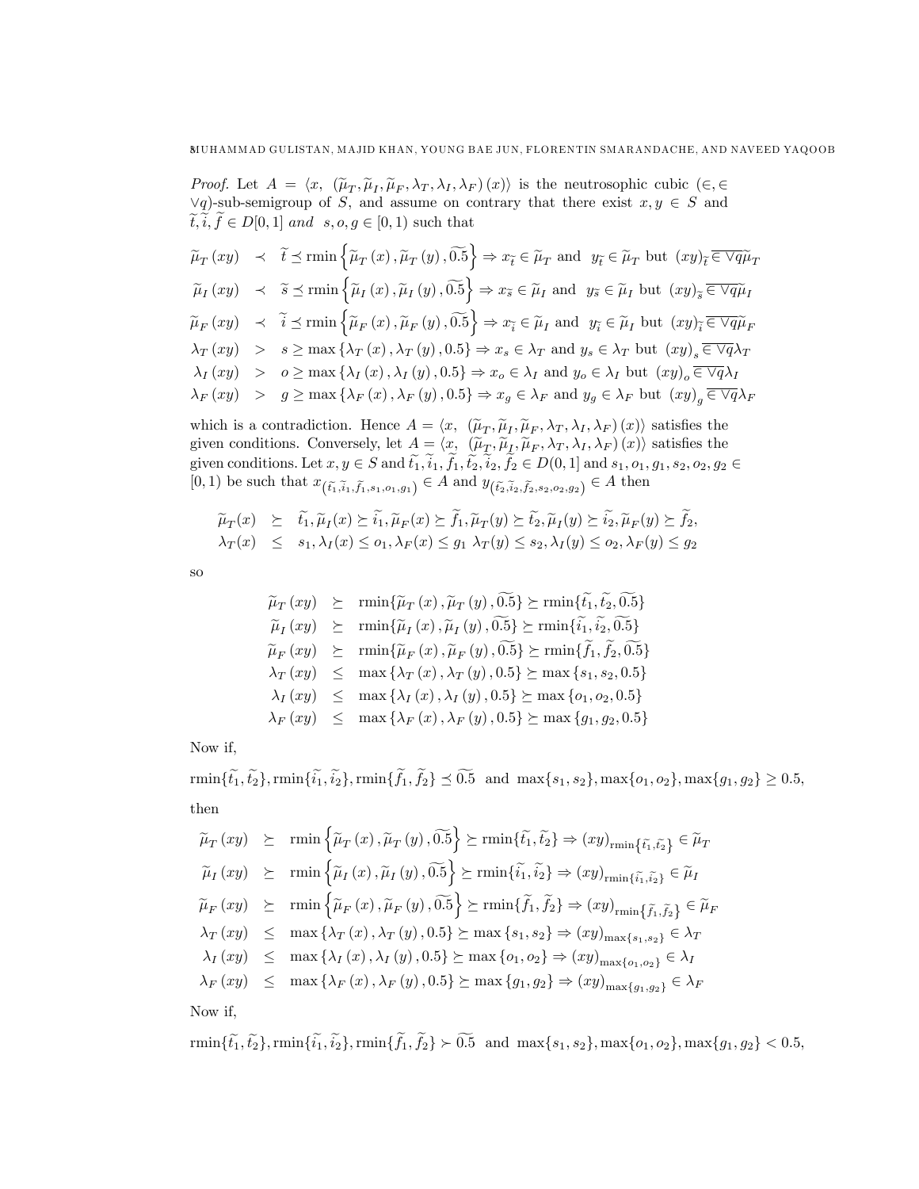*Proof.* Let $A = \langle x, \ (\widetilde{\mu}_T, \widetilde{\mu}_I, \widetilde{\mu}_F, \lambda_T, \lambda_I, \lambda_F)(x)\rangle$ is the neutrosophic cubic $(\in, \in \vee q)$-sub-semigroup of $S$, and assume on contrary that there exist $x, y \in S$ and $\widetilde{t}, \widetilde{i}, \widetilde{f} \in D[0,1]$ *and* $s, o, g \in [0,1)$ such that

$$
\begin{aligned}
\widetilde{\mu}_T(xy) &\prec \widetilde{t} \preceq \operatorname{rmin}\left\{\widetilde{\mu}_T(x), \widetilde{\mu}_T(y), \widetilde{0.5}\right\} \Rightarrow x_{\widetilde{t}} \in \widetilde{\mu}_T \text{ and } y_{\widetilde{t}} \in \widetilde{\mu}_T \text{ but } (xy)_{\widetilde{t}} \overline{\in \vee q} \widetilde{\mu}_T \\
\widetilde{\mu}_I(xy) &\prec \widetilde{s} \preceq \operatorname{rmin}\left\{\widetilde{\mu}_I(x), \widetilde{\mu}_I(y), \widetilde{0.5}\right\} \Rightarrow x_{\widetilde{s}} \in \widetilde{\mu}_I \text{ and } y_{\widetilde{s}} \in \widetilde{\mu}_I \text{ but } (xy)_{\widetilde{s}} \overline{\in \vee q} \widetilde{\mu}_I \\
\widetilde{\mu}_F(xy) &\prec \widetilde{i} \preceq \operatorname{rmin}\left\{\widetilde{\mu}_F(x), \widetilde{\mu}_F(y), \widetilde{0.5}\right\} \Rightarrow x_{\widetilde{i}} \in \widetilde{\mu}_I \text{ and } y_{\widetilde{i}} \in \widetilde{\mu}_I \text{ but } (xy)_{\widetilde{i}} \overline{\in \vee q} \widetilde{\mu}_F \\
\lambda_T(xy) &> s \geq \max\{\lambda_T(x), \lambda_T(y), 0.5\} \Rightarrow x_s \in \lambda_T \text{ and } y_s \in \lambda_T \text{ but } (xy)_s \overline{\in \vee q} \lambda_T \\
\lambda_I(xy) &> o \geq \max\{\lambda_I(x), \lambda_I(y), 0.5\} \Rightarrow x_o \in \lambda_I \text{ and } y_o \in \lambda_I \text{ but } (xy)_o \overline{\in \vee q} \lambda_I \\
\lambda_F(xy) &> g \geq \max\{\lambda_F(x), \lambda_F(y), 0.5\} \Rightarrow x_g \in \lambda_F \text{ and } y_g \in \lambda_F \text{ but } (xy)_g \overline{\in \vee q} \lambda_F
\end{aligned}
$$

which is a contradiction. Hence $A = \langle x, \ (\widetilde{\mu}_T, \widetilde{\mu}_I, \widetilde{\mu}_F, \lambda_T, \lambda_I, \lambda_F)(x)\rangle$ satisfies the given conditions. Conversely, let $A = \langle x, \ (\widetilde{\mu}_T, \widetilde{\mu}_I, \widetilde{\mu}_F, \lambda_T, \lambda_I, \lambda_F)(x)\rangle$ satisfies the given conditions. Let $x, y \in S$ and $\widetilde{t_1}, \widetilde{i_1}, \widetilde{f_1}, \widetilde{t_2}, \widetilde{i_2}, \widetilde{f_2} \in D(0,1]$ and $s_1, o_1, g_1, s_2, o_2, g_2 \in [0,1)$ be such that $x_{(\widetilde{t_1}, \widetilde{i_1}, \widetilde{f_1}, s_1, o_1, g_1)} \in A$ and $y_{(\widetilde{t_2}, \widetilde{i_2}, \widetilde{f_2}, s_2, o_2, g_2)} \in A$ then

$$
\begin{aligned}
\widetilde{\mu}_T(x) &\succeq \widetilde{t_1}, \widetilde{\mu}_I(x) \succeq \widetilde{i_1}, \widetilde{\mu}_F(x) \succeq \widetilde{f_1}, \widetilde{\mu}_T(y) \succeq \widetilde{t_2}, \widetilde{\mu}_I(y) \succeq \widetilde{i_2}, \widetilde{\mu}_F(y) \succeq \widetilde{f_2}, \\
\lambda_T(x) &\leq s_1, \lambda_I(x) \leq o_1, \lambda_F(x) \leq g_1 \ \lambda_T(y) \leq s_2, \lambda_I(y) \leq o_2, \lambda_F(y) \leq g_2
\end{aligned}
$$

so

$$
\begin{aligned}
\widetilde{\mu}_T(xy) &\succeq \operatorname{rmin}\{\widetilde{\mu}_T(x), \widetilde{\mu}_T(y), \widetilde{0.5}\} \succeq \operatorname{rmin}\{\widetilde{t_1}, \widetilde{t_2}, \widetilde{0.5}\} \\
\widetilde{\mu}_I(xy) &\succeq \operatorname{rmin}\{\widetilde{\mu}_I(x), \widetilde{\mu}_I(y), \widetilde{0.5}\} \succeq \operatorname{rmin}\{\widetilde{i_1}, \widetilde{i_2}, \widetilde{0.5}\} \\
\widetilde{\mu}_F(xy) &\succeq \operatorname{rmin}\{\widetilde{\mu}_F(x), \widetilde{\mu}_F(y), \widetilde{0.5}\} \succeq \operatorname{rmin}\{\widetilde{f_1}, \widetilde{f_2}, \widetilde{0.5}\} \\
\lambda_T(xy) &\leq \max\{\lambda_T(x), \lambda_T(y), 0.5\} \succeq \max\{s_1, s_2, 0.5\} \\
\lambda_I(xy) &\leq \max\{\lambda_I(x), \lambda_I(y), 0.5\} \succeq \max\{o_1, o_2, 0.5\} \\
\lambda_F(xy) &\leq \max\{\lambda_F(x), \lambda_F(y), 0.5\} \succeq \max\{g_1, g_2, 0.5\}
\end{aligned}
$$

Now if,

$$
\operatorname{rmin}\{\widetilde{t_1}, \widetilde{t_2}\}, \operatorname{rmin}\{\widetilde{i_1}, \widetilde{i_2}\}, \operatorname{rmin}\{\widetilde{f_1}, \widetilde{f_2}\} \preceq \widetilde{0.5} \ \text{ and } \ \max\{s_1, s_2\}, \max\{o_1, o_2\}, \max\{g_1, g_2\} \geq 0.5,
$$

then

$$
\begin{aligned}
\widetilde{\mu}_T(xy) &\succeq \operatorname{rmin}\left\{\widetilde{\mu}_T(x), \widetilde{\mu}_T(y), \widetilde{0.5}\right\} \succeq \operatorname{rmin}\{\widetilde{t_1}, \widetilde{t_2}\} \Rightarrow (xy)_{\operatorname{rmin}\{\widetilde{t_1}, \widetilde{t_2}\}} \in \widetilde{\mu}_T \\
\widetilde{\mu}_I(xy) &\succeq \operatorname{rmin}\left\{\widetilde{\mu}_I(x), \widetilde{\mu}_I(y), \widetilde{0.5}\right\} \succeq \operatorname{rmin}\{\widetilde{i_1}, \widetilde{i_2}\} \Rightarrow (xy)_{\operatorname{rmin}\{\widetilde{i_1}, \widetilde{i_2}\}} \in \widetilde{\mu}_I \\
\widetilde{\mu}_F(xy) &\succeq \operatorname{rmin}\left\{\widetilde{\mu}_F(x), \widetilde{\mu}_F(y), \widetilde{0.5}\right\} \succeq \operatorname{rmin}\{\widetilde{f_1}, \widetilde{f_2}\} \Rightarrow (xy)_{\operatorname{rmin}\{\widetilde{f_1}, \widetilde{f_2}\}} \in \widetilde{\mu}_F \\
\lambda_T(xy) &\leq \max\{\lambda_T(x), \lambda_T(y), 0.5\} \succeq \max\{s_1, s_2\} \Rightarrow (xy)_{\max\{s_1, s_2\}} \in \lambda_T \\
\lambda_I(xy) &\leq \max\{\lambda_I(x), \lambda_I(y), 0.5\} \succeq \max\{o_1, o_2\} \Rightarrow (xy)_{\max\{o_1, o_2\}} \in \lambda_I \\
\lambda_F(xy) &\leq \max\{\lambda_F(x), \lambda_F(y), 0.5\} \succeq \max\{g_1, g_2\} \Rightarrow (xy)_{\max\{g_1, g_2\}} \in \lambda_F
\end{aligned}
$$

Now if,

$$
\operatorname{rmin}\{\widetilde{t_1}, \widetilde{t_2}\}, \operatorname{rmin}\{\widetilde{i_1}, \widetilde{i_2}\}, \operatorname{rmin}\{\widetilde{f_1}, \widetilde{f_2}\} \succ \widetilde{0.5} \ \text{ and } \ \max\{s_1, s_2\}, \max\{o_1, o_2\}, \max\{g_1, g_2\} < 0.5,
$$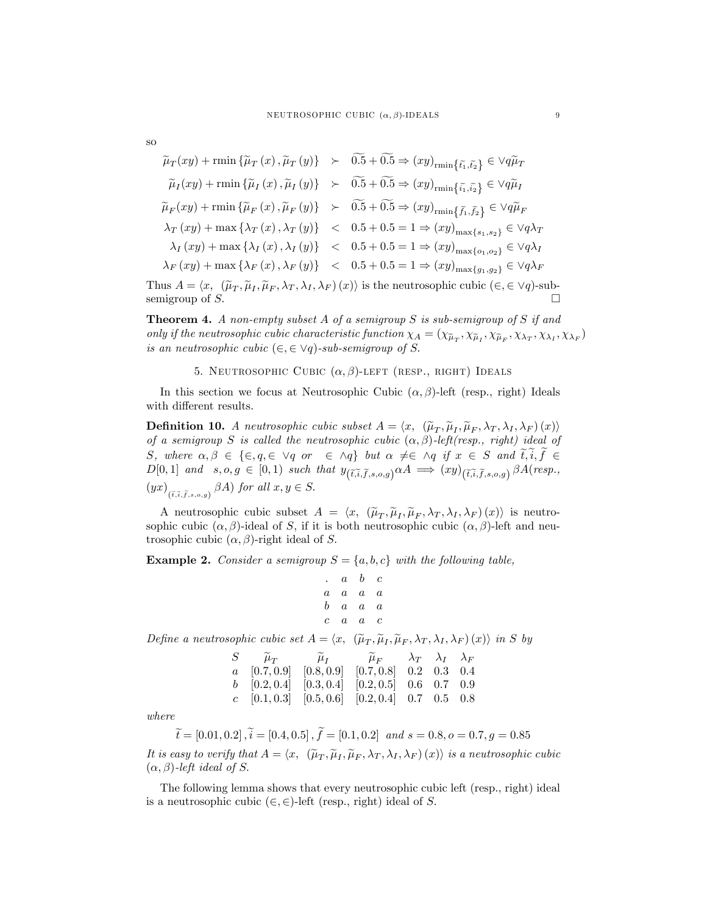so

$$
\begin{aligned}
\widetilde{\mu}_T(xy) + \text{rmin}\left\{\widetilde{\mu}_T(x), \widetilde{\mu}_T(y)\right\} &\succ \widetilde{0.5} + \widetilde{0.5} \Rightarrow (xy)_{\text{rmin}\left\{\widetilde{t_1}, \widetilde{t_2}\right\}} \in \vee q \widetilde{\mu}_T \\
\widetilde{\mu}_I(xy) + \text{rmin}\left\{\widetilde{\mu}_I(x), \widetilde{\mu}_I(y)\right\} &\succ \widetilde{0.5} + \widetilde{0.5} \Rightarrow (xy)_{\text{rmin}\left\{\widetilde{i_1}, \widetilde{i_2}\right\}} \in \vee q \widetilde{\mu}_I \\
\widetilde{\mu}_F(xy) + \text{rmin}\left\{\widetilde{\mu}_F(x), \widetilde{\mu}_F(y)\right\} &\succ \widetilde{0.5} + \widetilde{0.5} \Rightarrow (xy)_{\text{rmin}\left\{\widetilde{f_1}, \widetilde{f_2}\right\}} \in \vee q \widetilde{\mu}_F \\
\lambda_T(xy) + \max\left\{\lambda_T(x), \lambda_T(y)\right\} &< 0.5 + 0.5 = 1 \Rightarrow (xy)_{\max\{s_1, s_2\}} \in \vee q \lambda_T \\
\lambda_I(xy) + \max\left\{\lambda_I(x), \lambda_I(y)\right\} &< 0.5 + 0.5 = 1 \Rightarrow (xy)_{\max\{o_1, o_2\}} \in \vee q \lambda_I \\
\lambda_F(xy) + \max\left\{\lambda_F(x), \lambda_F(y)\right\} &< 0.5 + 0.5 = 1 \Rightarrow (xy)_{\max\{g_1, g_2\}} \in \vee q \lambda_F
\end{aligned}
$$

Thus $A = \langle x, \ (\widetilde{\mu}_T, \widetilde{\mu}_I, \widetilde{\mu}_F, \lambda_T, \lambda_I, \lambda_F)(x)\rangle$ is the neutrosophic cubic $(\in, \in \vee q)$-sub-semigroup of $S$. □

**Theorem 4.** *A non-empty subset $A$ of a semigroup $S$ is sub-semigroup of $S$ if and only if the neutrosophic cubic characteristic function $\chi_A = (\chi_{\widetilde{\mu}_T}, \chi_{\widetilde{\mu}_I}, \chi_{\widetilde{\mu}_F}, \chi_{\lambda_T}, \chi_{\lambda_I}, \chi_{\lambda_F})$ is an neutrosophic cubic $(\in, \in \vee q)$-sub-semigroup of $S$.*

## 5. Neutrosophic Cubic $(\alpha, \beta)$-left (resp., right) Ideals

In this section we focus at Neutrosophic Cubic $(\alpha, \beta)$-left (resp., right) Ideals with different results.

**Definition 10.** *A neutrosophic cubic subset $A = \langle x, \ (\widetilde{\mu}_T, \widetilde{\mu}_I, \widetilde{\mu}_F, \lambda_T, \lambda_I, \lambda_F)(x)\rangle$ of a semigroup $S$ is called the neutrosophic cubic $(\alpha, \beta)$-left(resp., right) ideal of $S$, where $\alpha, \beta \in \{\in, q, \in \vee q$ or $\in \wedge q\}$ but $\alpha \neq \in \wedge q$ if $x \in S$ and $\widetilde{t}, \widetilde{i}, \widetilde{f} \in D[0,1]$ and $s, o, g \in [0,1)$ such that $y_{(\widetilde{t}, \widetilde{i}, \widetilde{f}, s, o, g)} \alpha A \Longrightarrow (xy)_{(\widetilde{t}, \widetilde{i}, \widetilde{f}, s, o, g)} \beta A$(resp., $(yx)_{(\widetilde{t}, \widetilde{i}, \widetilde{f}, s, o, g)} \beta A$) for all $x, y \in S$.*

A neutrosophic cubic subset $A = \langle x, \ (\widetilde{\mu}_T, \widetilde{\mu}_I, \widetilde{\mu}_F, \lambda_T, \lambda_I, \lambda_F)(x)\rangle$ is neutrosophic cubic $(\alpha, \beta)$-ideal of $S$, if it is both neutrosophic cubic $(\alpha, \beta)$-left and neutrosophic cubic $(\alpha, \beta)$-right ideal of $S$.

**Example 2.** *Consider a semigroup $S = \{a, b, c\}$ with the following table,*

| . | $a$ | $b$ | $c$ |
|---|---|---|---|
| $a$ | $a$ | $a$ | $a$ |
| $b$ | $a$ | $a$ | $a$ |
| $c$ | $a$ | $a$ | $c$ |

*Define a neutrosophic cubic set $A = \langle x, \ (\widetilde{\mu}_T, \widetilde{\mu}_I, \widetilde{\mu}_F, \lambda_T, \lambda_I, \lambda_F)(x)\rangle$ in $S$ by*

| $S$ | $\widetilde{\mu}_T$ | $\widetilde{\mu}_I$ | $\widetilde{\mu}_F$ | $\lambda_T$ | $\lambda_I$ | $\lambda_F$ |
|---|---|---|---|---|---|---|
| $a$ | $[0.7, 0.9]$ | $[0.8, 0.9]$ | $[0.7, 0.8]$ | $0.2$ | $0.3$ | $0.4$ |
| $b$ | $[0.2, 0.4]$ | $[0.3, 0.4]$ | $[0.2, 0.5]$ | $0.6$ | $0.7$ | $0.9$ |
| $c$ | $[0.1, 0.3]$ | $[0.5, 0.6]$ | $[0.2, 0.4]$ | $0.7$ | $0.5$ | $0.8$ |

*where*

$$
\widetilde{t} = [0.01, 0.2], \widetilde{i} = [0.4, 0.5], \widetilde{f} = [0.1, 0.2] \ \text{ and } s = 0.8, o = 0.7, g = 0.85
$$

*It is easy to verify that $A = \langle x, \ (\widetilde{\mu}_T, \widetilde{\mu}_I, \widetilde{\mu}_F, \lambda_T, \lambda_I, \lambda_F)(x)\rangle$ is a neutrosophic cubic $(\alpha, \beta)$-left ideal of $S$.*

The following lemma shows that every neutrosophic cubic left (resp., right) ideal is a neutrosophic cubic $(\in, \in)$-left (resp., right) ideal of $S$.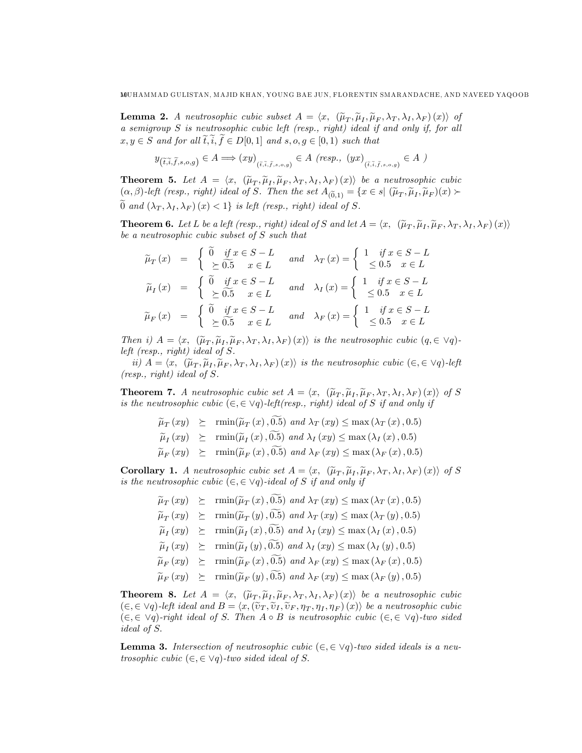**Lemma 2.** *A neutrosophic cubic subset* $A = \langle x,\ (\widetilde{\mu}_T, \widetilde{\mu}_I, \widetilde{\mu}_F, \lambda_T, \lambda_I, \lambda_F)(x)\rangle$ *of a semigroup* $S$ *is neutrosophic cubic left (resp., right) ideal if and only if, for all* $x, y \in S$ *and for all* $\widetilde{t}, \widetilde{i}, \widetilde{f} \in D[0,1]$ *and* $s, o, g \in [0,1)$ *such that*

$$y_{(\widetilde{t},\widetilde{i},\widetilde{f},s,o,g)} \in A \Longrightarrow (xy)_{(\widetilde{t},\widetilde{i},\widetilde{f},s,o,g)} \in A \text{ (resp., } (yx)_{(\widetilde{t},\widetilde{i},\widetilde{f},s,o,g)} \in A \text{ )}$$

**Theorem 5.** *Let* $A = \langle x,\ (\widetilde{\mu}_T, \widetilde{\mu}_I, \widetilde{\mu}_F, \lambda_T, \lambda_I, \lambda_F)(x)\rangle$ *be a neutrosophic cubic* $(\alpha, \beta)$*-left (resp., right) ideal of* $S$. *Then the set* $A_{(\widetilde{0},1)} = \{x \in s |\ (\widetilde{\mu}_T, \widetilde{\mu}_I, \widetilde{\mu}_F)(x) \succ \widetilde{0}$ *and* $(\lambda_T, \lambda_I, \lambda_F)(x) < 1\}$ *is left (resp., right) ideal of* $S$.

**Theorem 6.** *Let* $L$ *be a left (resp., right) ideal of* $S$ *and let* $A = \langle x,\ (\widetilde{\mu}_T, \widetilde{\mu}_I, \widetilde{\mu}_F, \lambda_T, \lambda_I, \lambda_F)(x)\rangle$ *be a neutrosophic cubic subset of* $S$ *such that*

$$\widetilde{\mu}_T(x) = \begin{cases} \widetilde{0} & \text{if } x \in S - L \\ \succeq \widetilde{0.5} & x \in L \end{cases} \quad \text{and} \quad \lambda_T(x) = \begin{cases} 1 & \text{if } x \in S - L \\ \leq 0.5 & x \in L \end{cases}$$

$$\widetilde{\mu}_I(x) = \begin{cases} \widetilde{0} & \text{if } x \in S - L \\ \succeq \widetilde{0.5} & x \in L \end{cases} \quad \text{and} \quad \lambda_I(x) = \begin{cases} 1 & \text{if } x \in S - L \\ \leq 0.5 & x \in L \end{cases}$$

$$\widetilde{\mu}_F(x) = \begin{cases} \widetilde{0} & \text{if } x \in S - L \\ \succeq \widetilde{0.5} & x \in L \end{cases} \quad \text{and} \quad \lambda_F(x) = \begin{cases} 1 & \text{if } x \in S - L \\ \leq 0.5 & x \in L \end{cases}$$

*Then i)* $A = \langle x,\ (\widetilde{\mu}_T, \widetilde{\mu}_I, \widetilde{\mu}_F, \lambda_T, \lambda_I, \lambda_F)(x)\rangle$ *is the neutrosophic cubic* $(q, \in \vee q)$*-left (resp., right) ideal of* $S$.

*ii)* $A = \langle x,\ (\widetilde{\mu}_T, \widetilde{\mu}_I, \widetilde{\mu}_F, \lambda_T, \lambda_I, \lambda_F)(x)\rangle$ *is the neutrosophic cubic* $(\in, \in \vee q)$*-left (resp., right) ideal of* $S$.

**Theorem 7.** *A neutrosophic cubic set* $A = \langle x,\ (\widetilde{\mu}_T, \widetilde{\mu}_I, \widetilde{\mu}_F, \lambda_T, \lambda_I, \lambda_F)(x)\rangle$ *of* $S$ *is the neutrosophic cubic* $(\in, \in \vee q)$*-left(resp., right) ideal of* $S$ *if and only if*

$$\begin{aligned}
\widetilde{\mu}_T(xy) &\succeq \text{rmin}(\widetilde{\mu}_T(x), \widetilde{0.5}) \text{ and } \lambda_T(xy) \leq \max(\lambda_T(x), 0.5) \\
\widetilde{\mu}_I(xy) &\succeq \text{rmin}(\widetilde{\mu}_I(x), \widetilde{0.5}) \text{ and } \lambda_I(xy) \leq \max(\lambda_I(x), 0.5) \\
\widetilde{\mu}_F(xy) &\succeq \text{rmin}(\widetilde{\mu}_F(x), \widetilde{0.5}) \text{ and } \lambda_F(xy) \leq \max(\lambda_F(x), 0.5)
\end{aligned}$$

**Corollary 1.** *A neutrosophic cubic set* $A = \langle x,\ (\widetilde{\mu}_T, \widetilde{\mu}_I, \widetilde{\mu}_F, \lambda_T, \lambda_I, \lambda_F)(x)\rangle$ *of* $S$ *is the neutrosophic cubic* $(\in, \in \vee q)$*-ideal of* $S$ *if and only if*

$$\begin{aligned}
\widetilde{\mu}_T(xy) &\succeq \text{rmin}(\widetilde{\mu}_T(x), \widetilde{0.5}) \text{ and } \lambda_T(xy) \leq \max(\lambda_T(x), 0.5) \\
\widetilde{\mu}_T(xy) &\succeq \text{rmin}(\widetilde{\mu}_T(y), \widetilde{0.5}) \text{ and } \lambda_T(xy) \leq \max(\lambda_T(y), 0.5) \\
\widetilde{\mu}_I(xy) &\succeq \text{rmin}(\widetilde{\mu}_I(x), \widetilde{0.5}) \text{ and } \lambda_I(xy) \leq \max(\lambda_I(x), 0.5) \\
\widetilde{\mu}_I(xy) &\succeq \text{rmin}(\widetilde{\mu}_I(y), \widetilde{0.5}) \text{ and } \lambda_I(xy) \leq \max(\lambda_I(y), 0.5) \\
\widetilde{\mu}_F(xy) &\succeq \text{rmin}(\widetilde{\mu}_F(x), \widetilde{0.5}) \text{ and } \lambda_F(xy) \leq \max(\lambda_F(x), 0.5) \\
\widetilde{\mu}_F(xy) &\succeq \text{rmin}(\widetilde{\mu}_F(y), \widetilde{0.5}) \text{ and } \lambda_F(xy) \leq \max(\lambda_F(y), 0.5)
\end{aligned}$$

**Theorem 8.** *Let* $A = \langle x,\ (\widetilde{\mu}_T, \widetilde{\mu}_I, \widetilde{\mu}_F, \lambda_T, \lambda_I, \lambda_F)(x)\rangle$ *be a neutrosophic cubic* $(\in, \in \vee q)$*-left ideal and* $B = \langle x, (\widetilde{\upsilon}_T, \widetilde{\upsilon}_I, \widetilde{\upsilon}_F, \eta_T, \eta_I, \eta_F)(x)\rangle$ *be a neutrosophic cubic* $(\in, \in \vee q)$*-right ideal of* $S$. *Then* $A \circ B$ *is neutrosophic cubic* $(\in, \in \vee q)$*-two sided ideal of* $S$.

**Lemma 3.** *Intersection of neutrosophic cubic* $(\in, \in \vee q)$*-two sided ideals is a neutrosophic cubic* $(\in, \in \vee q)$*-two sided ideal of* $S$.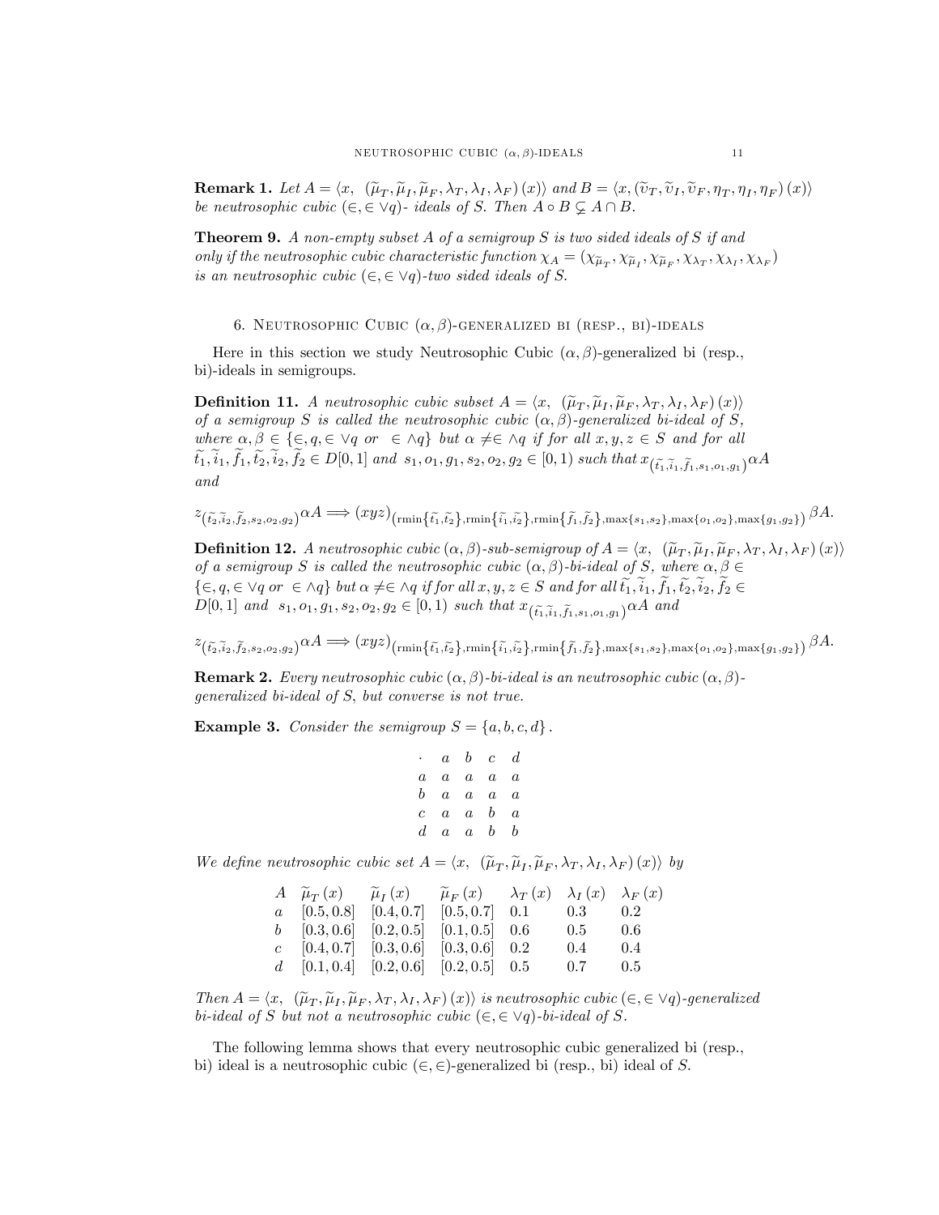**Remark 1.** *Let $A = \langle x, \ (\widetilde{\mu}_T, \widetilde{\mu}_I, \widetilde{\mu}_F, \lambda_T, \lambda_I, \lambda_F)(x)\rangle$ and $B = \langle x, (\widetilde{\upsilon}_T, \widetilde{\upsilon}_I, \widetilde{\upsilon}_F, \eta_T, \eta_I, \eta_F)(x)\rangle$ be neutrosophic cubic $(\in, \in \vee q)$- ideals of $S$. Then $A \circ B \subsetneq A \cap B$.*

**Theorem 9.** *A non-empty subset $A$ of a semigroup $S$ is two sided ideals of $S$ if and only if the neutrosophic cubic characteristic function $\chi_A = (\chi_{\widetilde{\mu}_T}, \chi_{\widetilde{\mu}_I}, \chi_{\widetilde{\mu}_F}, \chi_{\lambda_T}, \chi_{\lambda_I}, \chi_{\lambda_F})$ is an neutrosophic cubic $(\in, \in \vee q)$-two sided ideals of $S$.*

## 6. Neutrosophic Cubic $(\alpha, \beta)$-generalized bi (resp., bi)-ideals

Here in this section we study Neutrosophic Cubic $(\alpha, \beta)$-generalized bi (resp., bi)-ideals in semigroups.

**Definition 11.** *A neutrosophic cubic subset $A = \langle x, \ (\widetilde{\mu}_T, \widetilde{\mu}_I, \widetilde{\mu}_F, \lambda_T, \lambda_I, \lambda_F)(x)\rangle$ of a semigroup $S$ is called the neutrosophic cubic $(\alpha, \beta)$-generalized bi-ideal of $S$, where $\alpha, \beta \in \{\in, q, \in \vee q \ or \ \in \wedge q\}$ but $\alpha \neq \in \wedge q$ if for all $x, y, z \in S$ and for all $\widetilde{t_1}, \widetilde{i}_1, \widetilde{f}_1, \widetilde{t_2}, \widetilde{i}_2, \widetilde{f}_2 \in D[0,1]$ and $s_1, o_1, g_1, s_2, o_2, g_2 \in [0,1)$ such that $x_{(\widetilde{t_1}, \widetilde{i}_1, \widetilde{f}_1, s_1, o_1, g_1)} \alpha A$ and*

$$z_{(\widetilde{t_2}, \widetilde{i}_2, \widetilde{f}_2, s_2, o_2, g_2)} \alpha A \Longrightarrow (xyz)_{(\text{rmin}\{\widetilde{t_1}, \widetilde{t_2}\}, \text{rmin}\{\widetilde{i}_1, \widetilde{i_2}\}, \text{rmin}\{\widetilde{f}_1, \widetilde{f}_2\}, \max\{s_1, s_2\}, \max\{o_1, o_2\}, \max\{g_1, g_2\})} \beta A.$$

**Definition 12.** *A neutrosophic cubic $(\alpha, \beta)$-sub-semigroup of $A = \langle x, \ (\widetilde{\mu}_T, \widetilde{\mu}_I, \widetilde{\mu}_F, \lambda_T, \lambda_I, \lambda_F)(x)\rangle$ of a semigroup $S$ is called the neutrosophic cubic $(\alpha, \beta)$-bi-ideal of $S$, where $\alpha, \beta \in \{\in, q, \in \vee q \ or \ \in \wedge q\}$ but $\alpha \neq \in \wedge q$ if for all $x, y, z \in S$ and for all $\widetilde{t_1}, \widetilde{i}_1, \widetilde{f}_1, \widetilde{t_2}, \widetilde{i}_2, \widetilde{f}_2 \in D[0,1]$ and $s_1, o_1, g_1, s_2, o_2, g_2 \in [0,1)$ such that $x_{(\widetilde{t_1}, \widetilde{i}_1, \widetilde{f}_1, s_1, o_1, g_1)} \alpha A$ and*

$$z_{(\widetilde{t_2}, \widetilde{i}_2, \widetilde{f}_2, s_2, o_2, g_2)} \alpha A \Longrightarrow (xyz)_{(\text{rmin}\{\widetilde{t_1}, \widetilde{t_2}\}, \text{rmin}\{\widetilde{i}_1, \widetilde{i_2}\}, \text{rmin}\{\widetilde{f}_1, \widetilde{f}_2\}, \max\{s_1, s_2\}, \max\{o_1, o_2\}, \max\{g_1, g_2\})} \beta A.$$

**Remark 2.** *Every neutrosophic cubic $(\alpha, \beta)$-bi-ideal is an neutrosophic cubic $(\alpha, \beta)$-generalized bi-ideal of $S$, but converse is not true.*

**Example 3.** *Consider the semigroup $S = \{a, b, c, d\}$.*

| $\cdot$ | $a$ | $b$ | $c$ | $d$ |
|---|---|---|---|---|
| $a$ | $a$ | $a$ | $a$ | $a$ |
| $b$ | $a$ | $a$ | $a$ | $a$ |
| $c$ | $a$ | $a$ | $b$ | $a$ |
| $d$ | $a$ | $a$ | $b$ | $b$ |

*We define neutrosophic cubic set $A = \langle x, \ (\widetilde{\mu}_T, \widetilde{\mu}_I, \widetilde{\mu}_F, \lambda_T, \lambda_I, \lambda_F)(x)\rangle$ by*

| $A$ | $\widetilde{\mu}_T(x)$ | $\widetilde{\mu}_I(x)$ | $\widetilde{\mu}_F(x)$ | $\lambda_T(x)$ | $\lambda_I(x)$ | $\lambda_F(x)$ |
|---|---|---|---|---|---|---|
| $a$ | $[0.5, 0.8]$ | $[0.4, 0.7]$ | $[0.5, 0.7]$ | $0.1$ | $0.3$ | $0.2$ |
| $b$ | $[0.3, 0.6]$ | $[0.2, 0.5]$ | $[0.1, 0.5]$ | $0.6$ | $0.5$ | $0.6$ |
| $c$ | $[0.4, 0.7]$ | $[0.3, 0.6]$ | $[0.3, 0.6]$ | $0.2$ | $0.4$ | $0.4$ |
| $d$ | $[0.1, 0.4]$ | $[0.2, 0.6]$ | $[0.2, 0.5]$ | $0.5$ | $0.7$ | $0.5$ |

*Then $A = \langle x, \ (\widetilde{\mu}_T, \widetilde{\mu}_I, \widetilde{\mu}_F, \lambda_T, \lambda_I, \lambda_F)(x)\rangle$ is neutrosophic cubic $(\in, \in \vee q)$-generalized bi-ideal of $S$ but not a neutrosophic cubic $(\in, \in \vee q)$-bi-ideal of $S$.*

The following lemma shows that every neutrosophic cubic generalized bi (resp., bi) ideal is a neutrosophic cubic $(\in, \in)$-generalized bi (resp., bi) ideal of $S$.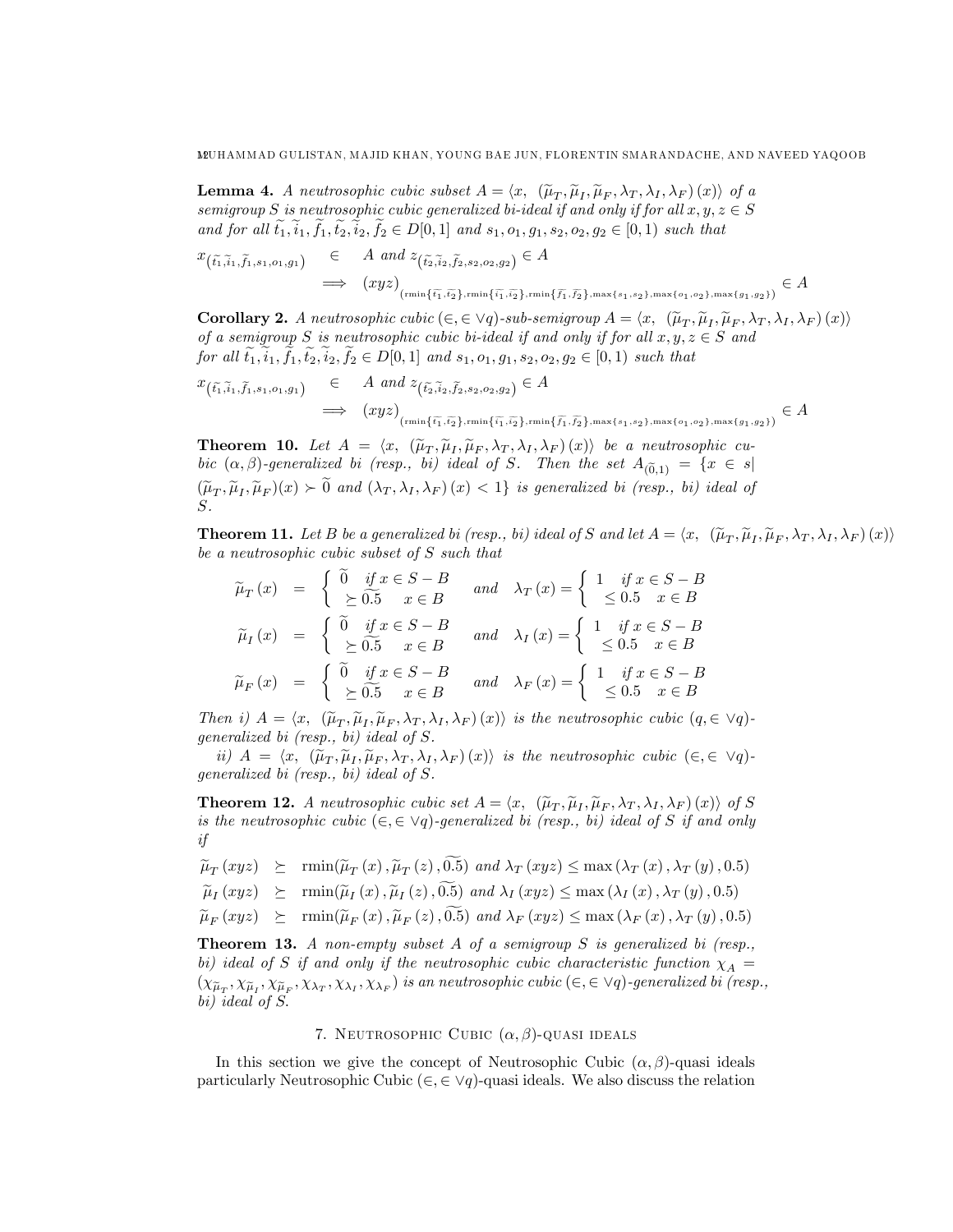**Lemma 4.** *A neutrosophic cubic subset $A = \langle x,\ (\widetilde{\mu}_T, \widetilde{\mu}_I, \widetilde{\mu}_F, \lambda_T, \lambda_I, \lambda_F)(x)\rangle$ of a semigroup $S$ is neutrosophic cubic generalized bi-ideal if and only if for all $x, y, z \in S$ and for all $\widetilde{t_1}, \widetilde{i_1}, \widetilde{f_1}, \widetilde{t_2}, \widetilde{i_2}, \widetilde{f_2} \in D[0,1]$ and $s_1, o_1, g_1, s_2, o_2, g_2 \in [0,1)$ such that*

$$
\begin{aligned}
x_{(\widetilde{t_1}, \widetilde{i_1}, \widetilde{f_1}, s_1, o_1, g_1)} &\in A \text{ and } z_{(\widetilde{t_2}, \widetilde{i_2}, \widetilde{f_2}, s_2, o_2, g_2)} \in A \\
&\implies (xyz)_{(\mathrm{rmin}\{\widetilde{t_1}, \widetilde{t_2}\}, \mathrm{rmin}\{\widetilde{i_1}, \widetilde{i_2}\}, \mathrm{rmin}\{\widetilde{f_1}, \widetilde{f_2}\}, \max\{s_1, s_2\}, \max\{o_1, o_2\}, \max\{g_1, g_2\})} \in A
\end{aligned}
$$

**Corollary 2.** *A neutrosophic cubic $(\in, \in \vee q)$-sub-semigroup $A = \langle x,\ (\widetilde{\mu}_T, \widetilde{\mu}_I, \widetilde{\mu}_F, \lambda_T, \lambda_I, \lambda_F)(x)\rangle$ of a semigroup $S$ is neutrosophic cubic bi-ideal if and only if for all $x, y, z \in S$ and for all $\widetilde{t_1}, \widetilde{i_1}, \widetilde{f_1}, \widetilde{t_2}, \widetilde{i_2}, \widetilde{f_2} \in D[0,1]$ and $s_1, o_1, g_1, s_2, o_2, g_2 \in [0,1)$ such that*

$$
\begin{aligned}
x_{(\widetilde{t_1}, \widetilde{i_1}, \widetilde{f_1}, s_1, o_1, g_1)} &\in A \text{ and } z_{(\widetilde{t_2}, \widetilde{i_2}, \widetilde{f_2}, s_2, o_2, g_2)} \in A \\
&\implies (xyz)_{(\mathrm{rmin}\{\widetilde{t_1}, \widetilde{t_2}\}, \mathrm{rmin}\{\widetilde{i_1}, \widetilde{i_2}\}, \mathrm{rmin}\{\widetilde{f_1}, \widetilde{f_2}\}, \max\{s_1, s_2\}, \max\{o_1, o_2\}, \max\{g_1, g_2\})} \in A
\end{aligned}
$$

**Theorem 10.** *Let $A = \langle x,\ (\widetilde{\mu}_T, \widetilde{\mu}_I, \widetilde{\mu}_F, \lambda_T, \lambda_I, \lambda_F)(x)\rangle$ be a neutrosophic cubic $(\alpha, \beta)$-generalized bi (resp., bi) ideal of $S$. Then the set $A_{(\widetilde{0},1)} = \{x \in s|\ (\widetilde{\mu}_T, \widetilde{\mu}_I, \widetilde{\mu}_F)(x) \succ \widetilde{0}$ and $(\lambda_T, \lambda_I, \lambda_F)(x) < 1\}$ is generalized bi (resp., bi) ideal of $S$.*

**Theorem 11.** *Let $B$ be a generalized bi (resp., bi) ideal of $S$ and let $A = \langle x,\ (\widetilde{\mu}_T, \widetilde{\mu}_I, \widetilde{\mu}_F, \lambda_T, \lambda_I, \lambda_F)(x)\rangle$ be a neutrosophic cubic subset of $S$ such that*

$$
\begin{aligned}
\widetilde{\mu}_T(x) &= \begin{cases} \widetilde{0} & \text{if } x \in S - B \\ \succeq \widetilde{0.5} & x \in B \end{cases} \quad \text{and} \quad \lambda_T(x) = \begin{cases} 1 & \text{if } x \in S - B \\ \leq 0.5 & x \in B \end{cases} \\
\widetilde{\mu}_I(x) &= \begin{cases} \widetilde{0} & \text{if } x \in S - B \\ \succeq \widetilde{0.5} & x \in B \end{cases} \quad \text{and} \quad \lambda_I(x) = \begin{cases} 1 & \text{if } x \in S - B \\ \leq 0.5 & x \in B \end{cases} \\
\widetilde{\mu}_F(x) &= \begin{cases} \widetilde{0} & \text{if } x \in S - B \\ \succeq \widetilde{0.5} & x \in B \end{cases} \quad \text{and} \quad \lambda_F(x) = \begin{cases} 1 & \text{if } x \in S - B \\ \leq 0.5 & x \in B \end{cases}
\end{aligned}
$$

*Then i) $A = \langle x,\ (\widetilde{\mu}_T, \widetilde{\mu}_I, \widetilde{\mu}_F, \lambda_T, \lambda_I, \lambda_F)(x)\rangle$ is the neutrosophic cubic $(q, \in \vee q)$-generalized bi (resp., bi) ideal of $S$.*

*ii) $A = \langle x,\ (\widetilde{\mu}_T, \widetilde{\mu}_I, \widetilde{\mu}_F, \lambda_T, \lambda_I, \lambda_F)(x)\rangle$ is the neutrosophic cubic $(\in, \in \vee q)$-generalized bi (resp., bi) ideal of $S$.*

**Theorem 12.** *A neutrosophic cubic set $A = \langle x,\ (\widetilde{\mu}_T, \widetilde{\mu}_I, \widetilde{\mu}_F, \lambda_T, \lambda_I, \lambda_F)(x)\rangle$ of $S$ is the neutrosophic cubic $(\in, \in \vee q)$-generalized bi (resp., bi) ideal of $S$ if and only if*

$$
\begin{aligned}
\widetilde{\mu}_T(xyz) &\succeq \mathrm{rmin}(\widetilde{\mu}_T(x), \widetilde{\mu}_T(z), \widetilde{0.5}) \text{ and } \lambda_T(xyz) \leq \max(\lambda_T(x), \lambda_T(y), 0.5) \\
\widetilde{\mu}_I(xyz) &\succeq \mathrm{rmin}(\widetilde{\mu}_I(x), \widetilde{\mu}_I(z), \widetilde{0.5}) \text{ and } \lambda_I(xyz) \leq \max(\lambda_I(x), \lambda_T(y), 0.5) \\
\widetilde{\mu}_F(xyz) &\succeq \mathrm{rmin}(\widetilde{\mu}_F(x), \widetilde{\mu}_F(z), \widetilde{0.5}) \text{ and } \lambda_F(xyz) \leq \max(\lambda_F(x), \lambda_T(y), 0.5)
\end{aligned}
$$

**Theorem 13.** *A non-empty subset $A$ of a semigroup $S$ is generalized bi (resp., bi) ideal of $S$ if and only if the neutrosophic cubic characteristic function $\chi_A = (\chi_{\widetilde{\mu}_T}, \chi_{\widetilde{\mu}_I}, \chi_{\widetilde{\mu}_F}, \chi_{\lambda_T}, \chi_{\lambda_I}, \chi_{\lambda_F})$ is an neutrosophic cubic $(\in, \in \vee q)$-generalized bi (resp., bi) ideal of $S$.*

## 7. Neutrosophic Cubic $(\alpha, \beta)$-quasi ideals

In this section we give the concept of Neutrosophic Cubic $(\alpha, \beta)$-quasi ideals particularly Neutrosophic Cubic $(\in, \in \vee q)$-quasi ideals. We also discuss the relation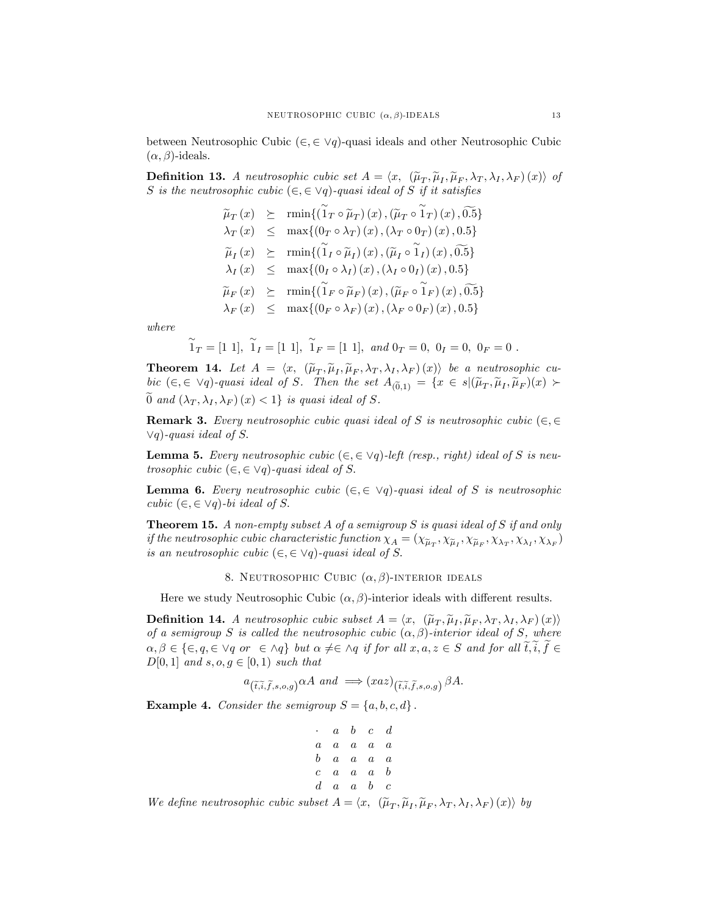between Neutrosophic Cubic $(\in, \in \vee q)$-quasi ideals and other Neutrosophic Cubic $(\alpha, \beta)$-ideals.

**Definition 13.** *A neutrosophic cubic set $A = \langle x,\ (\widetilde{\mu}_T, \widetilde{\mu}_I, \widetilde{\mu}_F, \lambda_T, \lambda_I, \lambda_F)(x)\rangle$ of $S$ is the neutrosophic cubic $(\in, \in \vee q)$-quasi ideal of $S$ if it satisfies*

$$
\begin{aligned}
\widetilde{\mu}_T(x) &\succeq \operatorname{rmin}\{(\widetilde{1}_T \circ \widetilde{\mu}_T)(x), (\widetilde{\mu}_T \circ \widetilde{1}_T)(x), \widetilde{0.5}\} \\
\lambda_T(x) &\leq \max\{(0_T \circ \lambda_T)(x), (\lambda_T \circ 0_T)(x), 0.5\} \\
\widetilde{\mu}_I(x) &\succeq \operatorname{rmin}\{(\widetilde{1}_I \circ \widetilde{\mu}_I)(x), (\widetilde{\mu}_I \circ \widetilde{1}_I)(x), \widetilde{0.5}\} \\
\lambda_I(x) &\leq \max\{(0_I \circ \lambda_I)(x), (\lambda_I \circ 0_I)(x), 0.5\} \\
\widetilde{\mu}_F(x) &\succeq \operatorname{rmin}\{(\widetilde{1}_F \circ \widetilde{\mu}_F)(x), (\widetilde{\mu}_F \circ \widetilde{1}_F)(x), \widetilde{0.5}\} \\
\lambda_F(x) &\leq \max\{(0_F \circ \lambda_F)(x), (\lambda_F \circ 0_F)(x), 0.5\}
\end{aligned}
$$

*where*

$$\widetilde{1}_T = [1\ 1],\ \widetilde{1}_I = [1\ 1],\ \widetilde{1}_F = [1\ 1],\ \text{and } 0_T = 0,\ 0_I = 0,\ 0_F = 0\ .$$

**Theorem 14.** *Let $A = \langle x,\ (\widetilde{\mu}_T, \widetilde{\mu}_I, \widetilde{\mu}_F, \lambda_T, \lambda_I, \lambda_F)(x)\rangle$ be a neutrosophic cubic $(\in, \in \vee q)$-quasi ideal of $S$. Then the set $A_{(\widetilde{0},1)} = \{x \in s | (\widetilde{\mu}_T, \widetilde{\mu}_I, \widetilde{\mu}_F)(x) \succ \widetilde{0}$ and $(\lambda_T, \lambda_I, \lambda_F)(x) < 1\}$ is quasi ideal of $S$.*

**Remark 3.** *Every neutrosophic cubic quasi ideal of $S$ is neutrosophic cubic $(\in, \in \vee q)$-quasi ideal of $S$.*

**Lemma 5.** *Every neutrosophic cubic $(\in, \in \vee q)$-left (resp., right) ideal of $S$ is neutrosophic cubic $(\in, \in \vee q)$-quasi ideal of $S$.*

**Lemma 6.** *Every neutrosophic cubic $(\in, \in \vee q)$-quasi ideal of $S$ is neutrosophic cubic $(\in, \in \vee q)$-bi ideal of $S$.*

**Theorem 15.** *A non-empty subset $A$ of a semigroup $S$ is quasi ideal of $S$ if and only if the neutrosophic cubic characteristic function $\chi_A = (\chi_{\widetilde{\mu}_T}, \chi_{\widetilde{\mu}_I}, \chi_{\widetilde{\mu}_F}, \chi_{\lambda_T}, \chi_{\lambda_I}, \chi_{\lambda_F})$ is an neutrosophic cubic $(\in, \in \vee q)$-quasi ideal of $S$.*

## 8. Neutrosophic Cubic $(\alpha, \beta)$-interior ideals

Here we study Neutrosophic Cubic $(\alpha, \beta)$-interior ideals with different results.

**Definition 14.** *A neutrosophic cubic subset $A = \langle x,\ (\widetilde{\mu}_T, \widetilde{\mu}_I, \widetilde{\mu}_F, \lambda_T, \lambda_I, \lambda_F)(x)\rangle$ of a semigroup $S$ is called the neutrosophic cubic $(\alpha, \beta)$-interior ideal of $S$, where $\alpha, \beta \in \{\in, q, \in \vee q \text{ or } \in \wedge q\}$ but $\alpha \neq \in \wedge q$ if for all $x, a, z \in S$ and for all $\widetilde{t}, \widetilde{i}, \widetilde{f} \in D[0,1]$ and $s, o, g \in [0,1)$ such that*

$$a_{(\widetilde{t}, \widetilde{i}, \widetilde{f}, s, o, g)} \alpha A \text{ and } \implies (xaz)_{(\widetilde{t}, \widetilde{i}, \widetilde{f}, s, o, g)} \beta A.$$

**Example 4.** *Consider the semigroup $S = \{a, b, c, d\}$.*

| $\cdot$ | $a$ | $b$ | $c$ | $d$ |
|---|---|---|---|---|
| $a$ | $a$ | $a$ | $a$ | $a$ |
| $b$ | $a$ | $a$ | $a$ | $a$ |
| $c$ | $a$ | $a$ | $a$ | $b$ |
| $d$ | $a$ | $a$ | $b$ | $c$ |

*We define neutrosophic cubic subset $A = \langle x,\ (\widetilde{\mu}_T, \widetilde{\mu}_I, \widetilde{\mu}_F, \lambda_T, \lambda_I, \lambda_F)(x)\rangle$ by*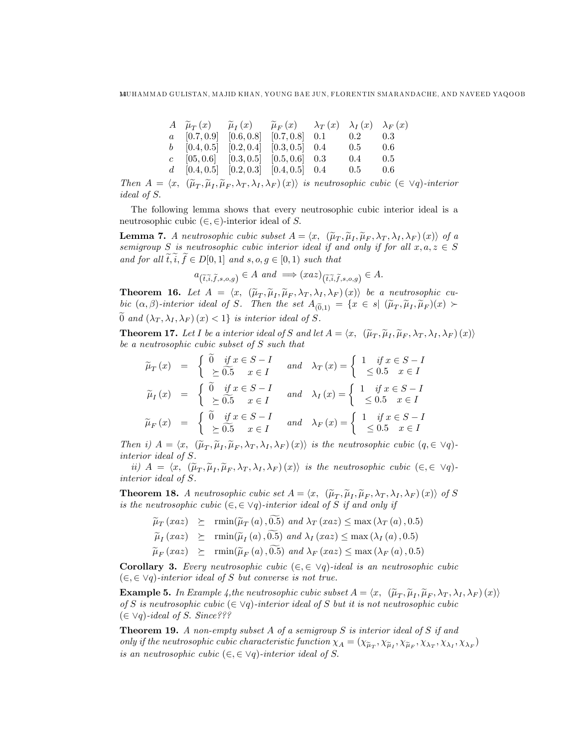| $A$ | $\widetilde{\mu}_T(x)$ | $\widetilde{\mu}_I(x)$ | $\widetilde{\mu}_F(x)$ | $\lambda_T(x)$ | $\lambda_I(x)$ | $\lambda_F(x)$ |
|---|---|---|---|---|---|---|
| $a$ | $[0.7, 0.9]$ | $[0.6, 0.8]$ | $[0.7, 0.8]$ | $0.1$ | $0.2$ | $0.3$ |
| $b$ | $[0.4, 0.5]$ | $[0.2, 0.4]$ | $[0.3, 0.5]$ | $0.4$ | $0.5$ | $0.6$ |
| $c$ | $[05, 0.6]$ | $[0.3, 0.5]$ | $[0.5, 0.6]$ | $0.3$ | $0.4$ | $0.5$ |
| $d$ | $[0.4, 0.5]$ | $[0.2, 0.3]$ | $[0.4, 0.5]$ | $0.4$ | $0.5$ | $0.6$ |

*Then* $A = \langle x,\ (\widetilde{\mu}_T, \widetilde{\mu}_I, \widetilde{\mu}_F, \lambda_T, \lambda_I, \lambda_F)(x)\rangle$ *is neutrosophic cubic* $(\in \vee q)$*-interior ideal of* $S$.

The following lemma shows that every neutrosophic cubic interior ideal is a neutrosophic cubic $(\in, \in)$-interior ideal of $S$.

**Lemma 7.** *A neutrosophic cubic subset* $A = \langle x,\ (\widetilde{\mu}_T, \widetilde{\mu}_I, \widetilde{\mu}_F, \lambda_T, \lambda_I, \lambda_F)(x)\rangle$ *of a semigroup* $S$ *is neutrosophic cubic interior ideal if and only if for all* $x, a, z \in S$ *and for all* $\widetilde{t}, \widetilde{i}, \widetilde{f} \in D[0,1]$ *and* $s, o, g \in [0,1)$ *such that*

$$a_{(\widetilde{t}, \widetilde{i}, \widetilde{f}, s, o, g)} \in A \text{ and } \Longrightarrow (xaz)_{(\widetilde{t}, \widetilde{i}, \widetilde{f}, s, o, g)} \in A.$$

**Theorem 16.** *Let* $A = \langle x,\ (\widetilde{\mu}_T, \widetilde{\mu}_I, \widetilde{\mu}_F, \lambda_T, \lambda_I, \lambda_F)(x)\rangle$ *be a neutrosophic cubic* $(\alpha, \beta)$*-interior ideal of* $S$. *Then the set* $A_{(\widetilde{0},1)} = \{x \in s \mid (\widetilde{\mu}_T, \widetilde{\mu}_I, \widetilde{\mu}_F)(x) \succ \widetilde{0}$ *and* $(\lambda_T, \lambda_I, \lambda_F)(x) < 1\}$ *is interior ideal of* $S$.

**Theorem 17.** *Let* $I$ *be a interior ideal of* $S$ *and let* $A = \langle x,\ (\widetilde{\mu}_T, \widetilde{\mu}_I, \widetilde{\mu}_F, \lambda_T, \lambda_I, \lambda_F)(x)\rangle$ *be a neutrosophic cubic subset of* $S$ *such that*

$$\widetilde{\mu}_T(x) = \begin{cases} \widetilde{0} & \text{if } x \in S - I \\ \succeq \widetilde{0.5} & x \in I \end{cases} \quad \text{and} \quad \lambda_T(x) = \begin{cases} 1 & \text{if } x \in S - I \\ \leq 0.5 & x \in I \end{cases}$$

$$\widetilde{\mu}_I(x) = \begin{cases} \widetilde{0} & \text{if } x \in S - I \\ \succeq \widetilde{0.5} & x \in I \end{cases} \quad \text{and} \quad \lambda_I(x) = \begin{cases} 1 & \text{if } x \in S - I \\ \leq 0.5 & x \in I \end{cases}$$

$$\widetilde{\mu}_F(x) = \begin{cases} \widetilde{0} & \text{if } x \in S - I \\ \succeq \widetilde{0.5} & x \in I \end{cases} \quad \text{and} \quad \lambda_F(x) = \begin{cases} 1 & \text{if } x \in S - I \\ \leq 0.5 & x \in I \end{cases}$$

*Then i)* $A = \langle x,\ (\widetilde{\mu}_T, \widetilde{\mu}_I, \widetilde{\mu}_F, \lambda_T, \lambda_I, \lambda_F)(x)\rangle$ *is the neutrosophic cubic* $(q, \in \vee q)$*-interior ideal of* $S$.

*ii)* $A = \langle x,\ (\widetilde{\mu}_T, \widetilde{\mu}_I, \widetilde{\mu}_F, \lambda_T, \lambda_I, \lambda_F)(x)\rangle$ *is the neutrosophic cubic* $(\in, \in \vee q)$*-interior ideal of* $S$.

**Theorem 18.** *A neutrosophic cubic set* $A = \langle x,\ (\widetilde{\mu}_T, \widetilde{\mu}_I, \widetilde{\mu}_F, \lambda_T, \lambda_I, \lambda_F)(x)\rangle$ *of* $S$ *is the neutrosophic cubic* $(\in, \in \vee q)$*-interior ideal of* $S$ *if and only if*

$$\widetilde{\mu}_T(xaz) \succeq \operatorname{rmin}(\widetilde{\mu}_T(a), \widetilde{0.5}) \text{ and } \lambda_T(xaz) \leq \max(\lambda_T(a), 0.5)$$
$$\widetilde{\mu}_I(xaz) \succeq \operatorname{rmin}(\widetilde{\mu}_I(a), \widetilde{0.5}) \text{ and } \lambda_I(xaz) \leq \max(\lambda_I(a), 0.5)$$
$$\widetilde{\mu}_F(xaz) \succeq \operatorname{rmin}(\widetilde{\mu}_F(a), \widetilde{0.5}) \text{ and } \lambda_F(xaz) \leq \max(\lambda_F(a), 0.5)$$

**Corollary 3.** *Every neutrosophic cubic* $(\in, \in \vee q)$*-ideal is an neutrosophic cubic* $(\in, \in \vee q)$*-interior ideal of* $S$ *but converse is not true.*

**Example 5.** *In Example 4,the neutrosophic cubic subset* $A = \langle x,\ (\widetilde{\mu}_T, \widetilde{\mu}_I, \widetilde{\mu}_F, \lambda_T, \lambda_I, \lambda_F)(x)\rangle$ *of* $S$ *is neutrosophic cubic* $(\in \vee q)$*-interior ideal of* $S$ *but it is not neutrosophic cubic* $(\in \vee q)$*-ideal of* $S$*. Since???*

**Theorem 19.** *A non-empty subset* $A$ *of a semigroup* $S$ *is interior ideal of* $S$ *if and only if the neutrosophic cubic characteristic function* $\chi_A = (\chi_{\widetilde{\mu}_T}, \chi_{\widetilde{\mu}_I}, \chi_{\widetilde{\mu}_F}, \chi_{\lambda_T}, \chi_{\lambda_I}, \chi_{\lambda_F})$ *is an neutrosophic cubic* $(\in, \in \vee q)$*-interior ideal of* $S$.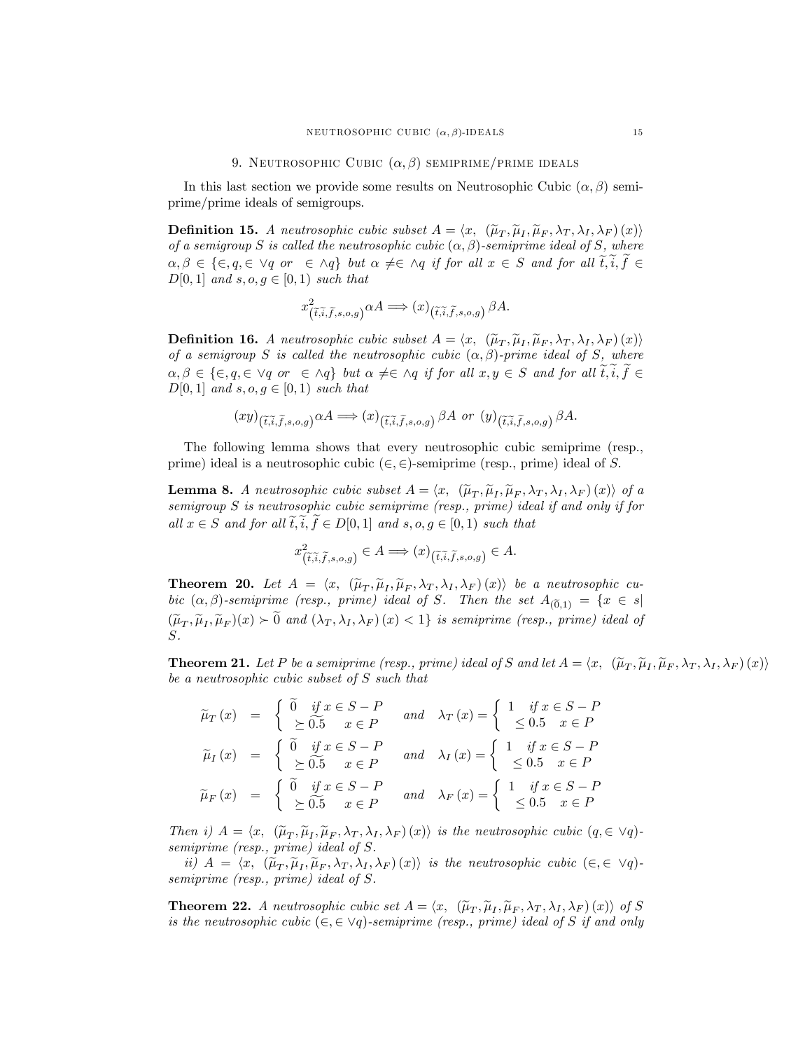## 9. Neutrosophic Cubic $(\alpha,\beta)$ semiprime/prime ideals

In this last section we provide some results on Neutrosophic Cubic $(\alpha,\beta)$ semiprime/prime ideals of semigroups.

**Definition 15.** *A neutrosophic cubic subset $A=\langle x,\ (\widetilde{\mu}_T,\widetilde{\mu}_I,\widetilde{\mu}_F,\lambda_T,\lambda_I,\lambda_F)(x)\rangle$ of a semigroup $S$ is called the neutrosophic cubic $(\alpha,\beta)$-semiprime ideal of $S$, where $\alpha,\beta\in\{\in,q,\in\vee q \text{ or } \in\wedge q\}$ but $\alpha\neq\in\wedge q$ if for all $x\in S$ and for all $\widetilde{t},\widetilde{i},\widetilde{f}\in D[0,1]$ and $s,o,g\in[0,1)$ such that*

$$x^2_{(\widetilde{t},\widetilde{i},\widetilde{f},s,o,g)}\alpha A\Longrightarrow(x)_{(\widetilde{t},\widetilde{i},\widetilde{f},s,o,g)}\beta A.$$

**Definition 16.** *A neutrosophic cubic subset $A=\langle x,\ (\widetilde{\mu}_T,\widetilde{\mu}_I,\widetilde{\mu}_F,\lambda_T,\lambda_I,\lambda_F)(x)\rangle$ of a semigroup $S$ is called the neutrosophic cubic $(\alpha,\beta)$-prime ideal of $S$, where $\alpha,\beta\in\{\in,q,\in\vee q \text{ or } \in\wedge q\}$ but $\alpha\neq\in\wedge q$ if for all $x,y\in S$ and for all $\widetilde{t},\widetilde{i},\widetilde{f}\in D[0,1]$ and $s,o,g\in[0,1)$ such that*

$$(xy)_{(\widetilde{t},\widetilde{i},\widetilde{f},s,o,g)}\alpha A\Longrightarrow(x)_{(\widetilde{t},\widetilde{i},\widetilde{f},s,o,g)}\beta A \text{ or } (y)_{(\widetilde{t},\widetilde{i},\widetilde{f},s,o,g)}\beta A.$$

The following lemma shows that every neutrosophic cubic semiprime (resp., prime) ideal is a neutrosophic cubic $(\in,\in)$-semiprime (resp., prime) ideal of $S$.

**Lemma 8.** *A neutrosophic cubic subset $A=\langle x,\ (\widetilde{\mu}_T,\widetilde{\mu}_I,\widetilde{\mu}_F,\lambda_T,\lambda_I,\lambda_F)(x)\rangle$ of a semigroup $S$ is neutrosophic cubic semiprime (resp., prime) ideal if and only if for all $x\in S$ and for all $\widetilde{t},\widetilde{i},\widetilde{f}\in D[0,1]$ and $s,o,g\in[0,1)$ such that*

$$x^2_{(\widetilde{t},\widetilde{i},\widetilde{f},s,o,g)}\in A\Longrightarrow(x)_{(\widetilde{t},\widetilde{i},\widetilde{f},s,o,g)}\in A.$$

**Theorem 20.** *Let $A=\langle x,\ (\widetilde{\mu}_T,\widetilde{\mu}_I,\widetilde{\mu}_F,\lambda_T,\lambda_I,\lambda_F)(x)\rangle$ be a neutrosophic cubic $(\alpha,\beta)$-semiprime (resp., prime) ideal of $S$. Then the set $A_{(\widetilde{0},1)}=\{x\in s|\ (\widetilde{\mu}_T,\widetilde{\mu}_I,\widetilde{\mu}_F)(x)\succ\widetilde{0}$ and $(\lambda_T,\lambda_I,\lambda_F)(x)<1\}$ is semiprime (resp., prime) ideal of $S$.*

**Theorem 21.** *Let $P$ be a semiprime (resp., prime) ideal of $S$ and let $A=\langle x,\ (\widetilde{\mu}_T,\widetilde{\mu}_I,\widetilde{\mu}_F,\lambda_T,\lambda_I,\lambda_F)(x)\rangle$ be a neutrosophic cubic subset of $S$ such that*

$$\widetilde{\mu}_T(x)=\begin{cases}\widetilde{0} & \text{if } x\in S-P\\ \succeq\widetilde{0.5} & x\in P\end{cases}\quad\text{and}\quad\lambda_T(x)=\begin{cases}1 & \text{if } x\in S-P\\ \leq 0.5 & x\in P\end{cases}$$

$$\widetilde{\mu}_I(x)=\begin{cases}\widetilde{0} & \text{if } x\in S-P\\ \succeq\widetilde{0.5} & x\in P\end{cases}\quad\text{and}\quad\lambda_I(x)=\begin{cases}1 & \text{if } x\in S-P\\ \leq 0.5 & x\in P\end{cases}$$

$$\widetilde{\mu}_F(x)=\begin{cases}\widetilde{0} & \text{if } x\in S-P\\ \succeq\widetilde{0.5} & x\in P\end{cases}\quad\text{and}\quad\lambda_F(x)=\begin{cases}1 & \text{if } x\in S-P\\ \leq 0.5 & x\in P\end{cases}$$

*Then i) $A=\langle x,\ (\widetilde{\mu}_T,\widetilde{\mu}_I,\widetilde{\mu}_F,\lambda_T,\lambda_I,\lambda_F)(x)\rangle$ is the neutrosophic cubic $(q,\in\vee q)$-semiprime (resp., prime) ideal of $S$.*

*ii) $A=\langle x,\ (\widetilde{\mu}_T,\widetilde{\mu}_I,\widetilde{\mu}_F,\lambda_T,\lambda_I,\lambda_F)(x)\rangle$ is the neutrosophic cubic $(\in,\in\vee q)$-semiprime (resp., prime) ideal of $S$.*

**Theorem 22.** *A neutrosophic cubic set $A=\langle x,\ (\widetilde{\mu}_T,\widetilde{\mu}_I,\widetilde{\mu}_F,\lambda_T,\lambda_I,\lambda_F)(x)\rangle$ of $S$ is the neutrosophic cubic $(\in,\in\vee q)$-semiprime (resp., prime) ideal of $S$ if and only*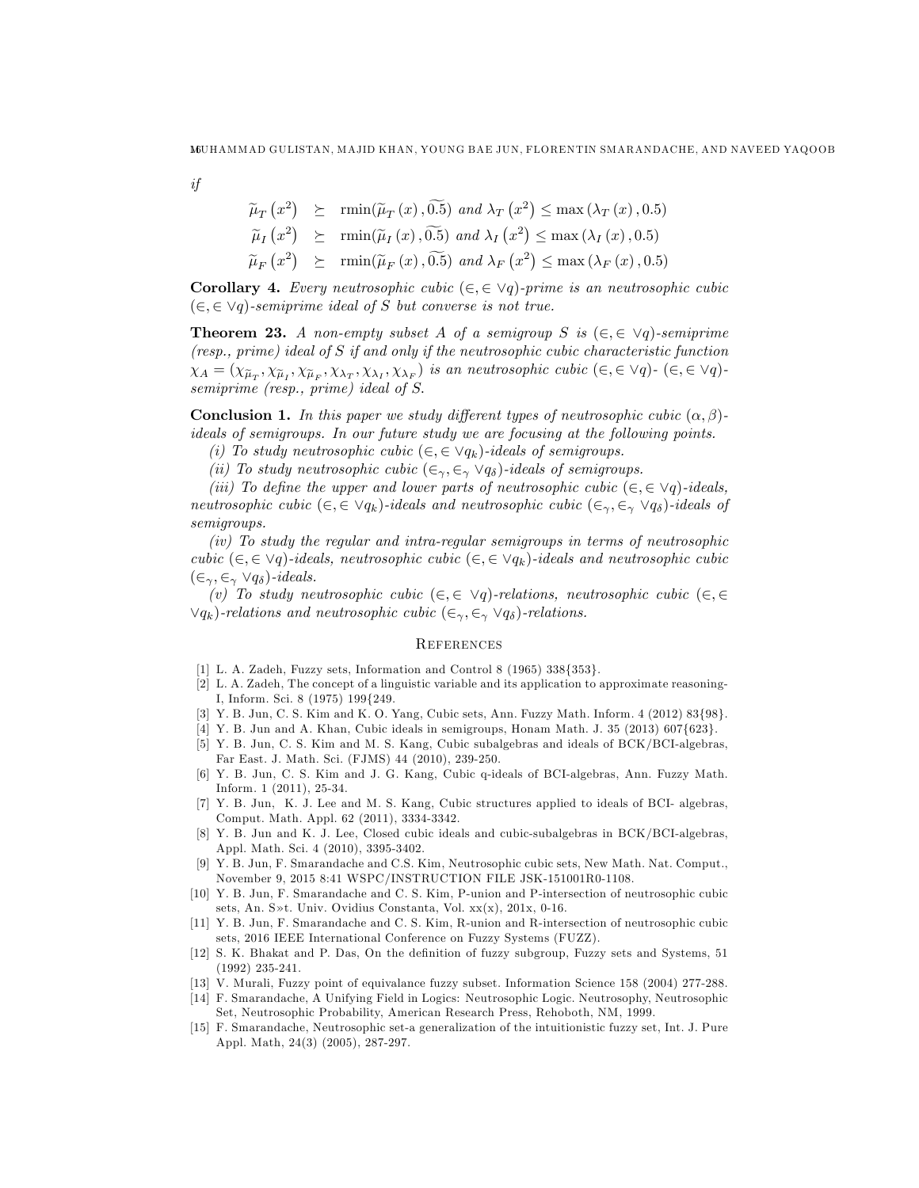*if*

$$\widetilde{\mu}_T\left(x^2\right) \succeq \text{rmin}(\widetilde{\mu}_T\left(x\right), \widetilde{0.5}) \text{ and } \lambda_T\left(x^2\right) \leq \max\left(\lambda_T\left(x\right), 0.5\right)$$
$$\widetilde{\mu}_I\left(x^2\right) \succeq \text{rmin}(\widetilde{\mu}_I\left(x\right), \widetilde{0.5}) \text{ and } \lambda_I\left(x^2\right) \leq \max\left(\lambda_I\left(x\right), 0.5\right)$$
$$\widetilde{\mu}_F\left(x^2\right) \succeq \text{rmin}(\widetilde{\mu}_F\left(x\right), \widetilde{0.5}) \text{ and } \lambda_F\left(x^2\right) \leq \max\left(\lambda_F\left(x\right), 0.5\right)$$

**Corollary 4.** *Every neutrosophic cubic $(\in, \in \vee q)$-prime is an neutrosophic cubic $(\in, \in \vee q)$-semiprime ideal of $S$ but converse is not true.*

**Theorem 23.** *A non-empty subset $A$ of a semigroup $S$ is $(\in, \in \vee q)$-semiprime (resp., prime) ideal of $S$ if and only if the neutrosophic cubic characteristic function $\chi_A = (\chi_{\widetilde{\mu}_T}, \chi_{\widetilde{\mu}_I}, \chi_{\widetilde{\mu}_F}, \chi_{\lambda_T}, \chi_{\lambda_I}, \chi_{\lambda_F})$ is an neutrosophic cubic $(\in, \in \vee q)$- $(\in, \in \vee q)$-semiprime (resp., prime) ideal of $S$.*

**Conclusion 1.** *In this paper we study different types of neutrosophic cubic $(\alpha, \beta)$-ideals of semigroups. In our future study we are focusing at the following points.*

*(i) To study neutrosophic cubic $(\in, \in \vee q_k)$-ideals of semigroups.*

*(ii) To study neutrosophic cubic $(\in_\gamma, \in_\gamma \vee q_\delta)$-ideals of semigroups.*

*(iii) To define the upper and lower parts of neutrosophic cubic $(\in, \in \vee q)$-ideals, neutrosophic cubic $(\in, \in \vee q_k)$-ideals and neutrosophic cubic $(\in_\gamma, \in_\gamma \vee q_\delta)$-ideals of semigroups.*

*(iv) To study the regular and intra-regular semigroups in terms of neutrosophic cubic $(\in, \in \vee q)$-ideals, neutrosophic cubic $(\in, \in \vee q_k)$-ideals and neutrosophic cubic $(\in_\gamma, \in_\gamma \vee q_\delta)$-ideals.*

*(v) To study neutrosophic cubic $(\in, \in \vee q)$-relations, neutrosophic cubic $(\in, \in \vee q_k)$-relations and neutrosophic cubic $(\in_\gamma, \in_\gamma \vee q_\delta)$-relations.*

## References

[1] L. A. Zadeh, Fuzzy sets, Information and Control 8 (1965) 338{353}.

[2] L. A. Zadeh, The concept of a linguistic variable and its application to approximate reasoning-I, Inform. Sci. 8 (1975) 199{249.

[3] Y. B. Jun, C. S. Kim and K. O. Yang, Cubic sets, Ann. Fuzzy Math. Inform. 4 (2012) 83{98}.

[4] Y. B. Jun and A. Khan, Cubic ideals in semigroups, Honam Math. J. 35 (2013) 607{623}.

[5] Y. B. Jun, C. S. Kim and M. S. Kang, Cubic subalgebras and ideals of BCK/BCI-algebras, Far East. J. Math. Sci. (FJMS) 44 (2010), 239-250.

[6] Y. B. Jun, C. S. Kim and J. G. Kang, Cubic q-ideals of BCI-algebras, Ann. Fuzzy Math. Inform. 1 (2011), 25-34.

[7] Y. B. Jun, K. J. Lee and M. S. Kang, Cubic structures applied to ideals of BCI- algebras, Comput. Math. Appl. 62 (2011), 3334-3342.

[8] Y. B. Jun and K. J. Lee, Closed cubic ideals and cubic-subalgebras in BCK/BCI-algebras, Appl. Math. Sci. 4 (2010), 3395-3402.

[9] Y. B. Jun, F. Smarandache and C.S. Kim, Neutrosophic cubic sets, New Math. Nat. Comput., November 9, 2015 8:41 WSPC/INSTRUCTION FILE JSK-151001R0-1108.

[10] Y. B. Jun, F. Smarandache and C. S. Kim, P-union and P-intersection of neutrosophic cubic sets, An. S»t. Univ. Ovidius Constanta, Vol. xx(x), 201x, 0-16.

[11] Y. B. Jun, F. Smarandache and C. S. Kim, R-union and R-intersection of neutrosophic cubic sets, 2016 IEEE International Conference on Fuzzy Systems (FUZZ).

[12] S. K. Bhakat and P. Das, On the definition of fuzzy subgroup, Fuzzy sets and Systems, 51 (1992) 235-241.

[13] V. Murali, Fuzzy point of equivalance fuzzy subset. Information Science 158 (2004) 277-288.

[14] F. Smarandache, A Unifying Field in Logics: Neutrosophic Logic. Neutrosophy, Neutrosophic Set, Neutrosophic Probability, American Research Press, Rehoboth, NM, 1999.

[15] F. Smarandache, Neutrosophic set-a generalization of the intuitionistic fuzzy set, Int. J. Pure Appl. Math, 24(3) (2005), 287-297.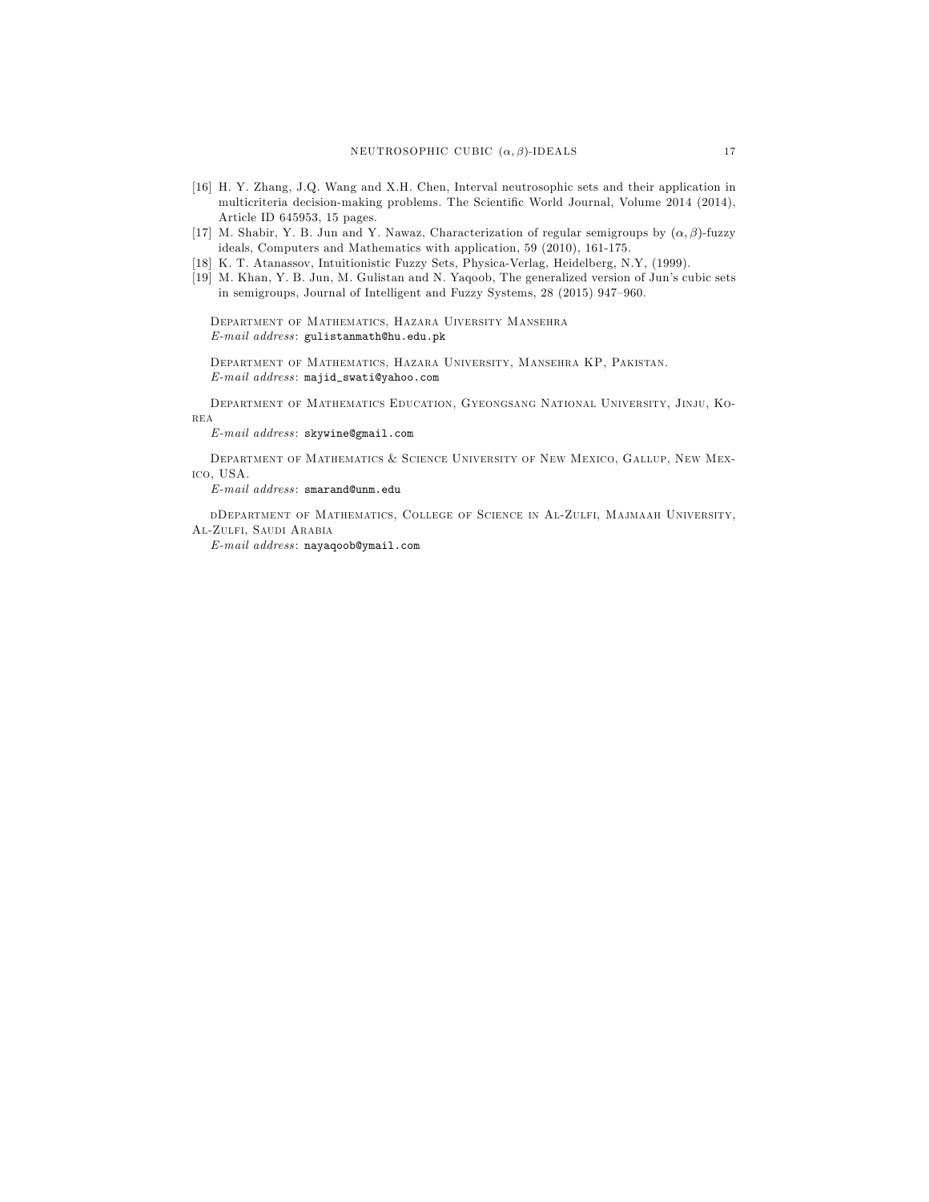[16] H. Y. Zhang, J.Q. Wang and X.H. Chen, Interval neutrosophic sets and their application in multicriteria decision-making problems. The Scientific World Journal, Volume 2014 (2014), Article ID 645953, 15 pages.

[17] M. Shabir, Y. B. Jun and Y. Nawaz, Characterization of regular semigroups by $(\alpha, \beta)$-fuzzy ideals, Computers and Mathematics with application, 59 (2010), 161-175.

[18] K. T. Atanassov, Intuitionistic Fuzzy Sets, Physica-Verlag, Heidelberg, N.Y, (1999).

[19] M. Khan, Y. B. Jun, M. Gulistan and N. Yaqoob, The generalized version of Jun's cubic sets in semigroups, Journal of Intelligent and Fuzzy Systems, 28 (2015) 947–960.

Department of Mathematics, Hazara Uiversity Mansehra
*E-mail address*: gulistanmath@hu.edu.pk

Department of Mathematics, Hazara University, Mansehra KP, Pakistan.
*E-mail address*: majid_swati@yahoo.com

Department of Mathematics Education, Gyeongsang National University, Jinju, Korea
*E-mail address*: skywine@gmail.com

Department of Mathematics & Science University of New Mexico, Gallup, New Mexico, USA.
*E-mail address*: smarand@unm.edu

dDepartment of Mathematics, College of Science in Al-Zulfi, Majmaah University, Al-Zulfi, Saudi Arabia
*E-mail address*: nayaqoob@ymail.com